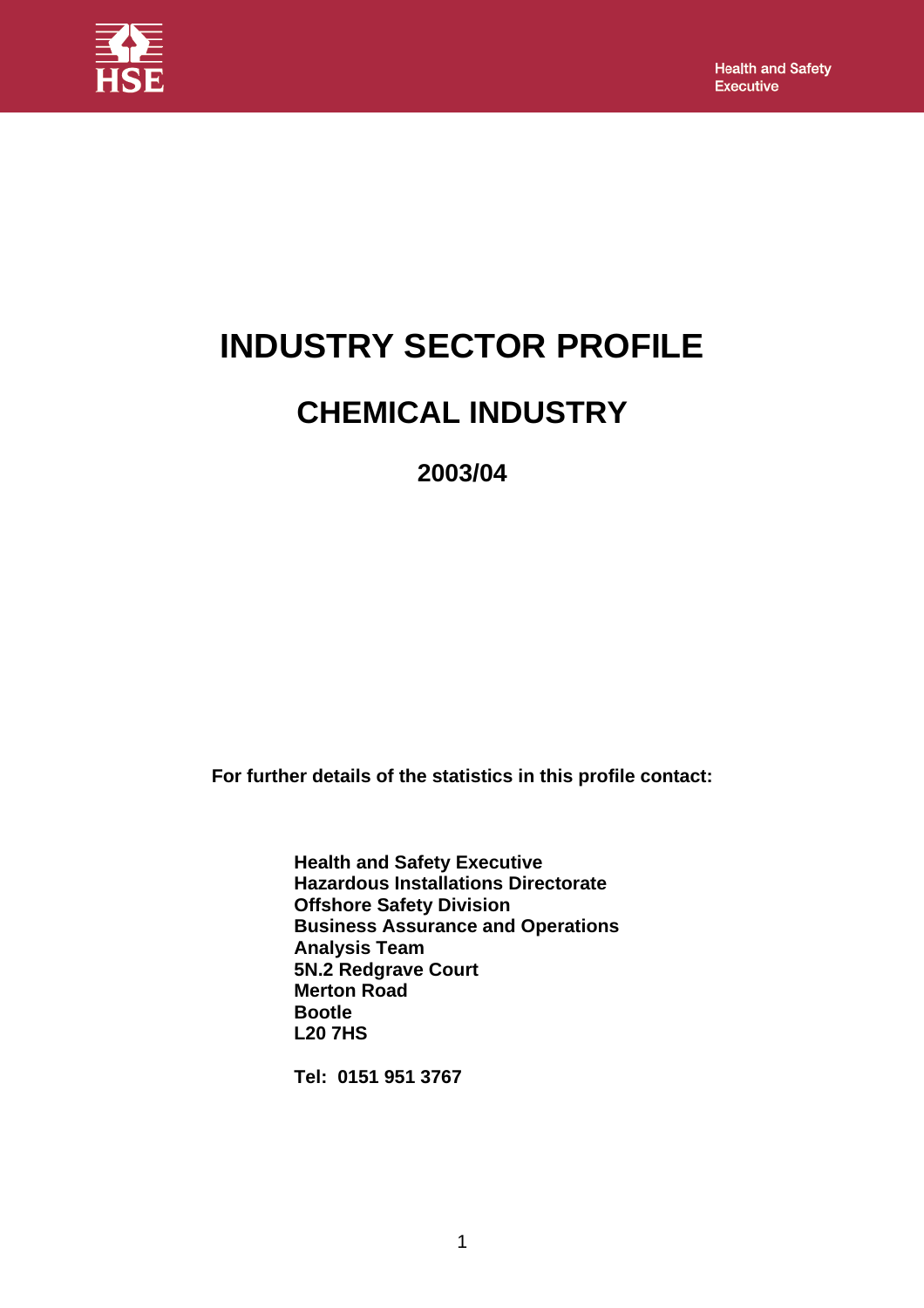Health and Safety Executive

# INDUSTRY SECTOR PROFILE

## CHEMICAL INDUSTRY

### 2003/04

**For further details of the statistics in this profile contact:**

**Health and Safety Executive**
**Hazardous Installations Directorate**
**Offshore Safety Division**
**Business Assurance and Operations**
**Analysis Team**
**5N.2 Redgrave Court**
**Merton Road**
**Bootle**
**L20 7HS**

**Tel: 0151 951 3767**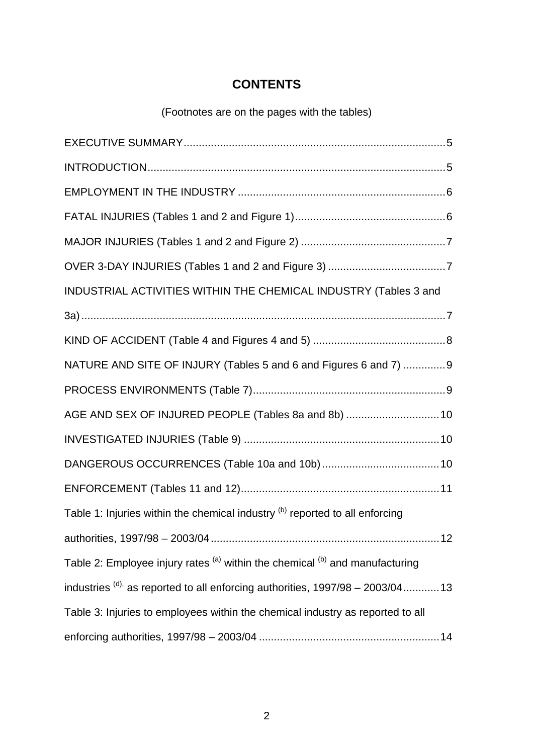# CONTENTS

(Footnotes are on the pages with the tables)

EXECUTIVE SUMMARY....................................................................................5

INTRODUCTION...........................................................................................5

EMPLOYMENT IN THE INDUSTRY ....................................................................6

FATAL INJURIES (Tables 1 and 2 and Figure 1).................................................6

MAJOR INJURIES (Tables 1 and 2 and Figure 2) ...............................................7

OVER 3-DAY INJURIES (Tables 1 and 2 and Figure 3) ......................................7

INDUSTRIAL ACTIVITIES WITHIN THE CHEMICAL INDUSTRY (Tables 3 and 3a).......................................................................................................7

KIND OF ACCIDENT (Table 4 and Figures 4 and 5) ...........................................8

NATURE AND SITE OF INJURY (Tables 5 and 6 and Figures 6 and 7) .............9

PROCESS ENVIRONMENTS (Table 7)...............................................................9

AGE AND SEX OF INJURED PEOPLE (Tables 8a and 8b) ..............................10

INVESTIGATED INJURIES (Table 9) ................................................................10

DANGEROUS OCCURRENCES (Table 10a and 10b)......................................10

ENFORCEMENT (Tables 11 and 12).................................................................11

Table 1: Injuries within the chemical industry [(b)] reported to all enforcing authorities, 1997/98 – 2003/04..........................................................................12

Table 2: Employee injury rates [(a)] within the chemical [(b)] and manufacturing industries [(d),] as reported to all enforcing authorities, 1997/98 – 2003/04............13

Table 3: Injuries to employees within the chemical industry as reported to all enforcing authorities, 1997/98 – 2003/04 ...........................................................14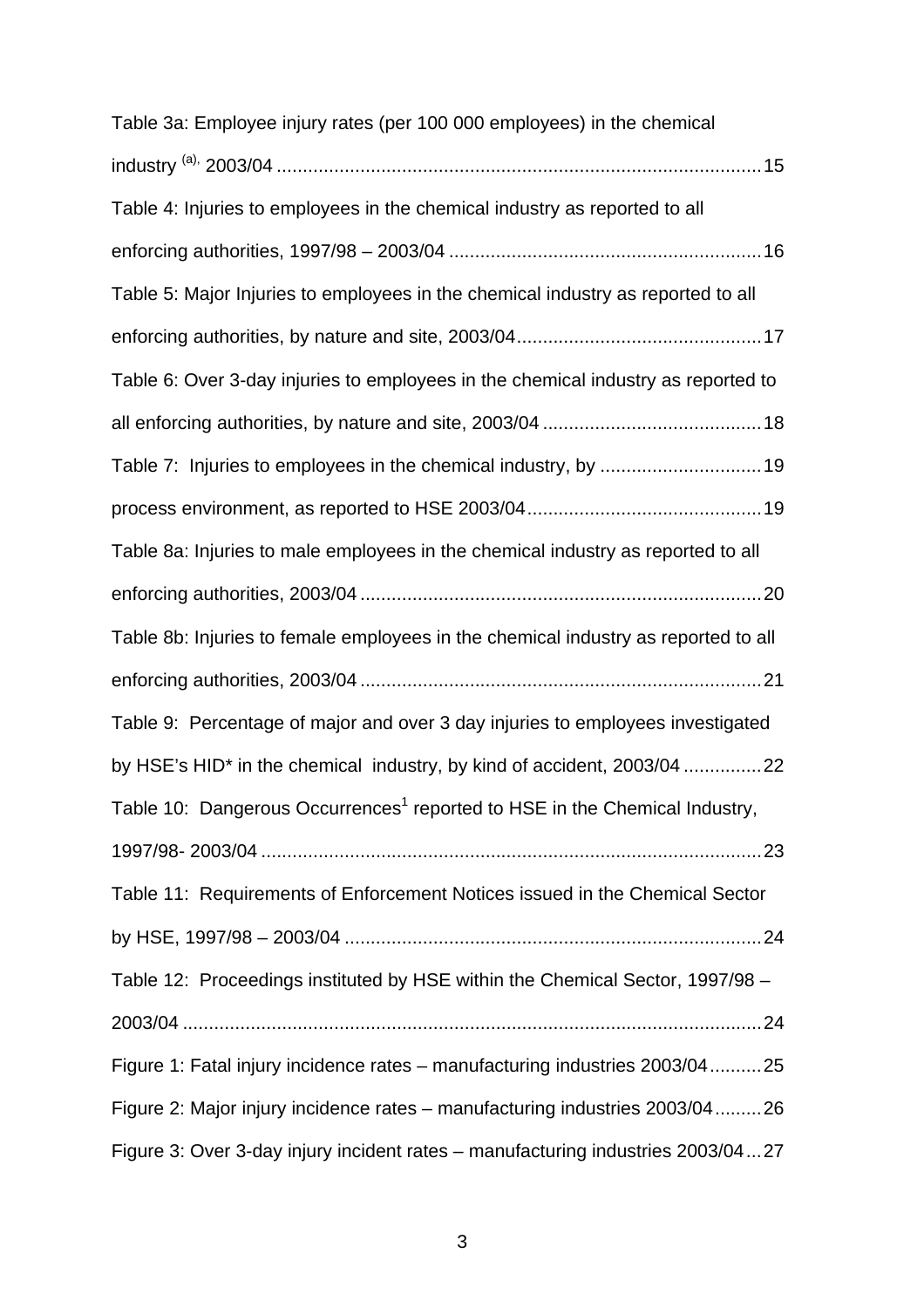Table 3a: Employee injury rates (per 100 000 employees) in the chemical industry [(a),] 2003/04 ............................................................................................ 15

Table 4: Injuries to employees in the chemical industry as reported to all enforcing authorities, 1997/98 – 2003/04 ............................................................ 16

Table 5: Major Injuries to employees in the chemical industry as reported to all enforcing authorities, by nature and site, 2003/04............................................... 17

Table 6: Over 3-day injuries to employees in the chemical industry as reported to all enforcing authorities, by nature and site, 2003/04 .......................................... 18

Table 7: Injuries to employees in the chemical industry, by ............................... 19

process environment, as reported to HSE 2003/04............................................. 19

Table 8a: Injuries to male employees in the chemical industry as reported to all enforcing authorities, 2003/04 ............................................................................. 20

Table 8b: Injuries to female employees in the chemical industry as reported to all enforcing authorities, 2003/04 ............................................................................. 21

Table 9: Percentage of major and over 3 day injuries to employees investigated by HSE's HID* in the chemical industry, by kind of accident, 2003/04 ............... 22

Table 10: Dangerous Occurrences[1] reported to HSE in the Chemical Industry, 1997/98- 2003/04 ................................................................................................ 23

Table 11: Requirements of Enforcement Notices issued in the Chemical Sector by HSE, 1997/98 – 2003/04 ................................................................................ 24

Table 12: Proceedings instituted by HSE within the Chemical Sector, 1997/98 – 2003/04 ............................................................................................................... 24

Figure 1: Fatal injury incidence rates – manufacturing industries 2003/04.......... 25

Figure 2: Major injury incidence rates – manufacturing industries 2003/04......... 26

Figure 3: Over 3-day injury incident rates – manufacturing industries 2003/04 ... 27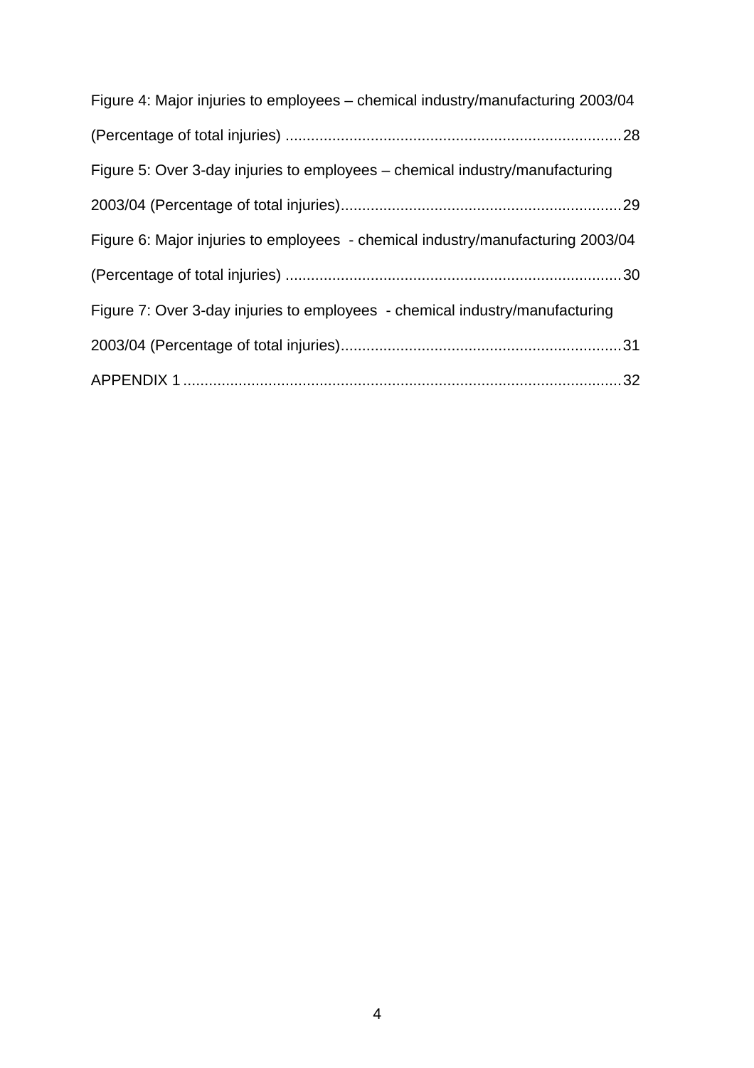Figure 4: Major injuries to employees – chemical industry/manufacturing 2003/04 (Percentage of total injuries) ............................................................................. 28

Figure 5: Over 3-day injuries to employees – chemical industry/manufacturing 2003/04 (Percentage of total injuries)................................................................. 29

Figure 6: Major injuries to employees - chemical industry/manufacturing 2003/04 (Percentage of total injuries) ............................................................................. 30

Figure 7: Over 3-day injuries to employees - chemical industry/manufacturing 2003/04 (Percentage of total injuries)................................................................. 31

APPENDIX 1 .................................................................................................... 32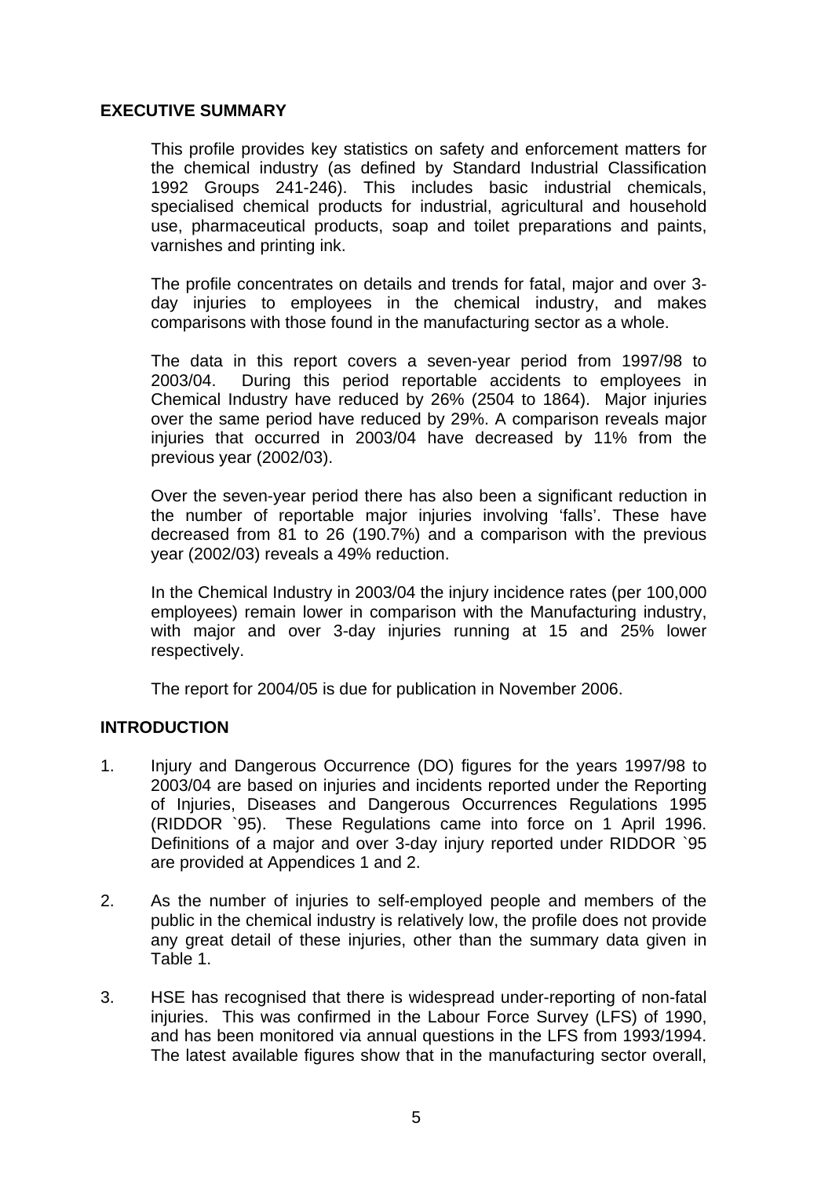## EXECUTIVE SUMMARY

This profile provides key statistics on safety and enforcement matters for the chemical industry (as defined by Standard Industrial Classification 1992 Groups 241-246). This includes basic industrial chemicals, specialised chemical products for industrial, agricultural and household use, pharmaceutical products, soap and toilet preparations and paints, varnishes and printing ink.

The profile concentrates on details and trends for fatal, major and over 3-day injuries to employees in the chemical industry, and makes comparisons with those found in the manufacturing sector as a whole.

The data in this report covers a seven-year period from 1997/98 to 2003/04. During this period reportable accidents to employees in Chemical Industry have reduced by 26% (2504 to 1864). Major injuries over the same period have reduced by 29%. A comparison reveals major injuries that occurred in 2003/04 have decreased by 11% from the previous year (2002/03).

Over the seven-year period there has also been a significant reduction in the number of reportable major injuries involving 'falls'. These have decreased from 81 to 26 (190.7%) and a comparison with the previous year (2002/03) reveals a 49% reduction.

In the Chemical Industry in 2003/04 the injury incidence rates (per 100,000 employees) remain lower in comparison with the Manufacturing industry, with major and over 3-day injuries running at 15 and 25% lower respectively.

The report for 2004/05 is due for publication in November 2006.

## INTRODUCTION

1. Injury and Dangerous Occurrence (DO) figures for the years 1997/98 to 2003/04 are based on injuries and incidents reported under the Reporting of Injuries, Diseases and Dangerous Occurrences Regulations 1995 (RIDDOR `95). These Regulations came into force on 1 April 1996. Definitions of a major and over 3-day injury reported under RIDDOR `95 are provided at Appendices 1 and 2.

2. As the number of injuries to self-employed people and members of the public in the chemical industry is relatively low, the profile does not provide any great detail of these injuries, other than the summary data given in Table 1.

3. HSE has recognised that there is widespread under-reporting of non-fatal injuries. This was confirmed in the Labour Force Survey (LFS) of 1990, and has been monitored via annual questions in the LFS from 1993/1994. The latest available figures show that in the manufacturing sector overall,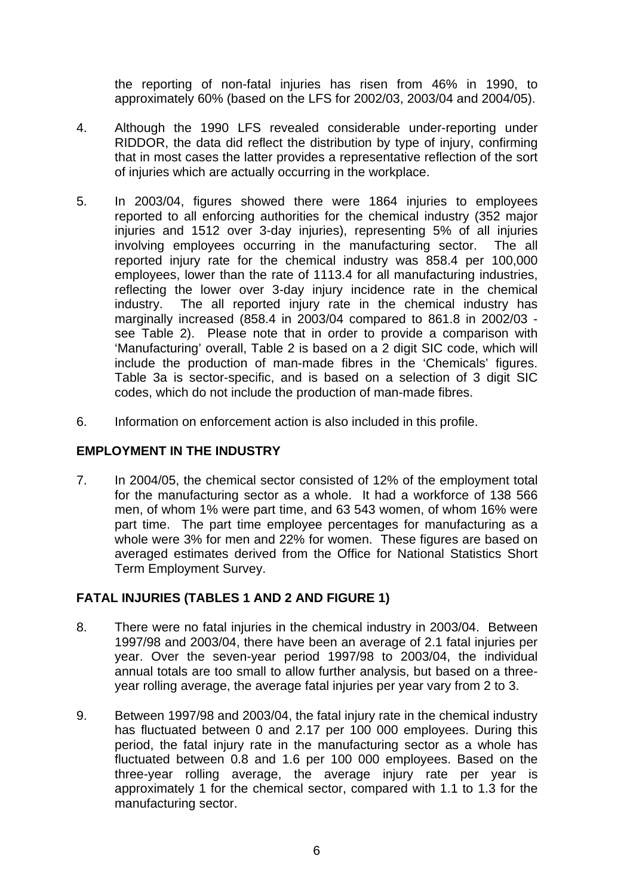the reporting of non-fatal injuries has risen from 46% in 1990, to approximately 60% (based on the LFS for 2002/03, 2003/04 and 2004/05).

4. Although the 1990 LFS revealed considerable under-reporting under RIDDOR, the data did reflect the distribution by type of injury, confirming that in most cases the latter provides a representative reflection of the sort of injuries which are actually occurring in the workplace.

5. In 2003/04, figures showed there were 1864 injuries to employees reported to all enforcing authorities for the chemical industry (352 major injuries and 1512 over 3-day injuries), representing 5% of all injuries involving employees occurring in the manufacturing sector. The all reported injury rate for the chemical industry was 858.4 per 100,000 employees, lower than the rate of 1113.4 for all manufacturing industries, reflecting the lower over 3-day injury incidence rate in the chemical industry. The all reported injury rate in the chemical industry has marginally increased (858.4 in 2003/04 compared to 861.8 in 2002/03 - see Table 2). Please note that in order to provide a comparison with 'Manufacturing' overall, Table 2 is based on a 2 digit SIC code, which will include the production of man-made fibres in the 'Chemicals' figures. Table 3a is sector-specific, and is based on a selection of 3 digit SIC codes, which do not include the production of man-made fibres.

6. Information on enforcement action is also included in this profile.

## EMPLOYMENT IN THE INDUSTRY

7. In 2004/05, the chemical sector consisted of 12% of the employment total for the manufacturing sector as a whole. It had a workforce of 138 566 men, of whom 1% were part time, and 63 543 women, of whom 16% were part time. The part time employee percentages for manufacturing as a whole were 3% for men and 22% for women. These figures are based on averaged estimates derived from the Office for National Statistics Short Term Employment Survey.

## FATAL INJURIES (TABLES 1 AND 2 AND FIGURE 1)

8. There were no fatal injuries in the chemical industry in 2003/04. Between 1997/98 and 2003/04, there have been an average of 2.1 fatal injuries per year. Over the seven-year period 1997/98 to 2003/04, the individual annual totals are too small to allow further analysis, but based on a three-year rolling average, the average fatal injuries per year vary from 2 to 3.

9. Between 1997/98 and 2003/04, the fatal injury rate in the chemical industry has fluctuated between 0 and 2.17 per 100 000 employees. During this period, the fatal injury rate in the manufacturing sector as a whole has fluctuated between 0.8 and 1.6 per 100 000 employees. Based on the three-year rolling average, the average injury rate per year is approximately 1 for the chemical sector, compared with 1.1 to 1.3 for the manufacturing sector.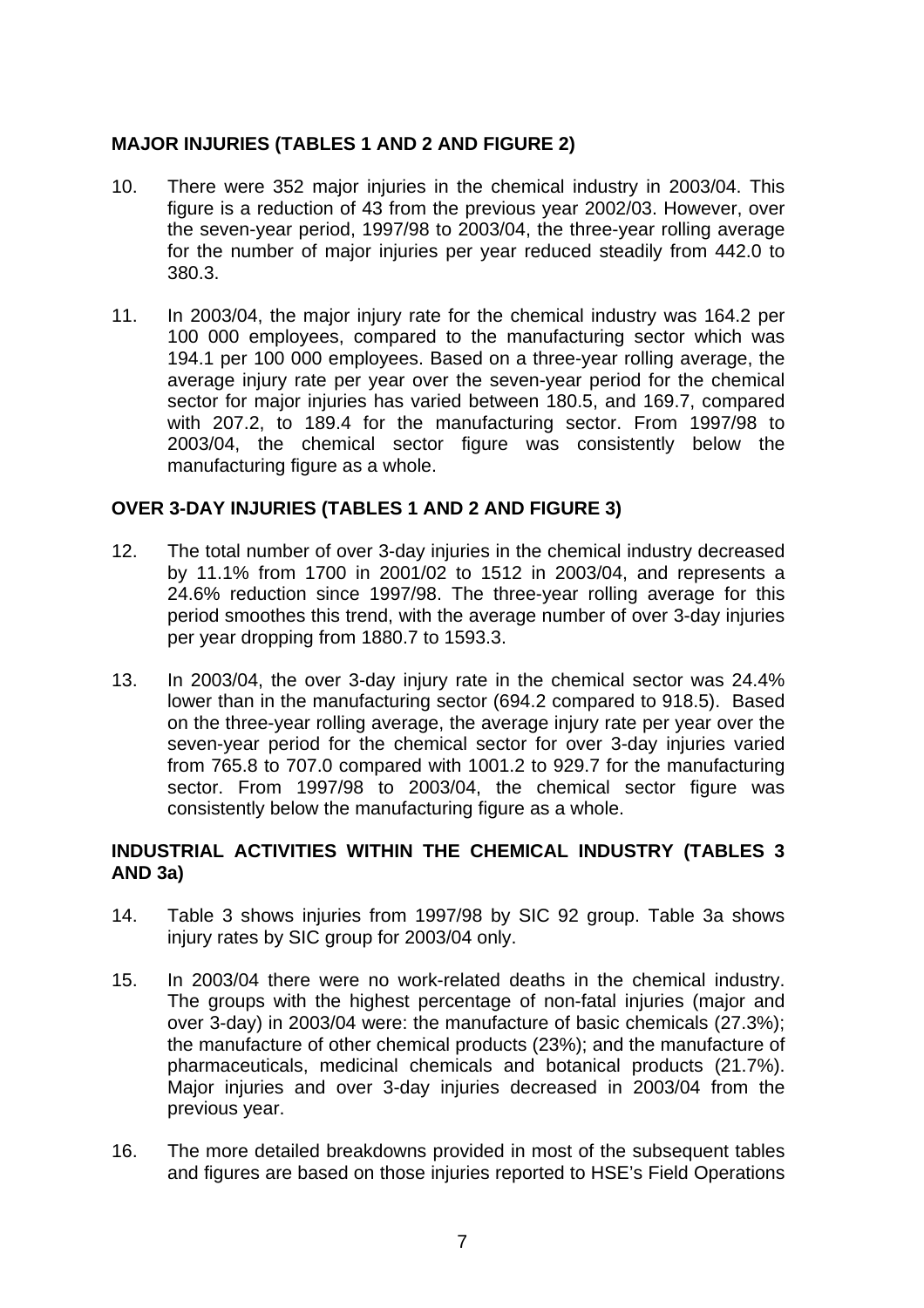## MAJOR INJURIES (TABLES 1 AND 2 AND FIGURE 2)

10. There were 352 major injuries in the chemical industry in 2003/04. This figure is a reduction of 43 from the previous year 2002/03. However, over the seven-year period, 1997/98 to 2003/04, the three-year rolling average for the number of major injuries per year reduced steadily from 442.0 to 380.3.

11. In 2003/04, the major injury rate for the chemical industry was 164.2 per 100 000 employees, compared to the manufacturing sector which was 194.1 per 100 000 employees. Based on a three-year rolling average, the average injury rate per year over the seven-year period for the chemical sector for major injuries has varied between 180.5, and 169.7, compared with 207.2, to 189.4 for the manufacturing sector. From 1997/98 to 2003/04, the chemical sector figure was consistently below the manufacturing figure as a whole.

## OVER 3-DAY INJURIES (TABLES 1 AND 2 AND FIGURE 3)

12. The total number of over 3-day injuries in the chemical industry decreased by 11.1% from 1700 in 2001/02 to 1512 in 2003/04, and represents a 24.6% reduction since 1997/98. The three-year rolling average for this period smoothes this trend, with the average number of over 3-day injuries per year dropping from 1880.7 to 1593.3.

13. In 2003/04, the over 3-day injury rate in the chemical sector was 24.4% lower than in the manufacturing sector (694.2 compared to 918.5). Based on the three-year rolling average, the average injury rate per year over the seven-year period for the chemical sector for over 3-day injuries varied from 765.8 to 707.0 compared with 1001.2 to 929.7 for the manufacturing sector. From 1997/98 to 2003/04, the chemical sector figure was consistently below the manufacturing figure as a whole.

## INDUSTRIAL ACTIVITIES WITHIN THE CHEMICAL INDUSTRY (TABLES 3 AND 3a)

14. Table 3 shows injuries from 1997/98 by SIC 92 group. Table 3a shows injury rates by SIC group for 2003/04 only.

15. In 2003/04 there were no work-related deaths in the chemical industry. The groups with the highest percentage of non-fatal injuries (major and over 3-day) in 2003/04 were: the manufacture of basic chemicals (27.3%); the manufacture of other chemical products (23%); and the manufacture of pharmaceuticals, medicinal chemicals and botanical products (21.7%). Major injuries and over 3-day injuries decreased in 2003/04 from the previous year.

16. The more detailed breakdowns provided in most of the subsequent tables and figures are based on those injuries reported to HSE's Field Operations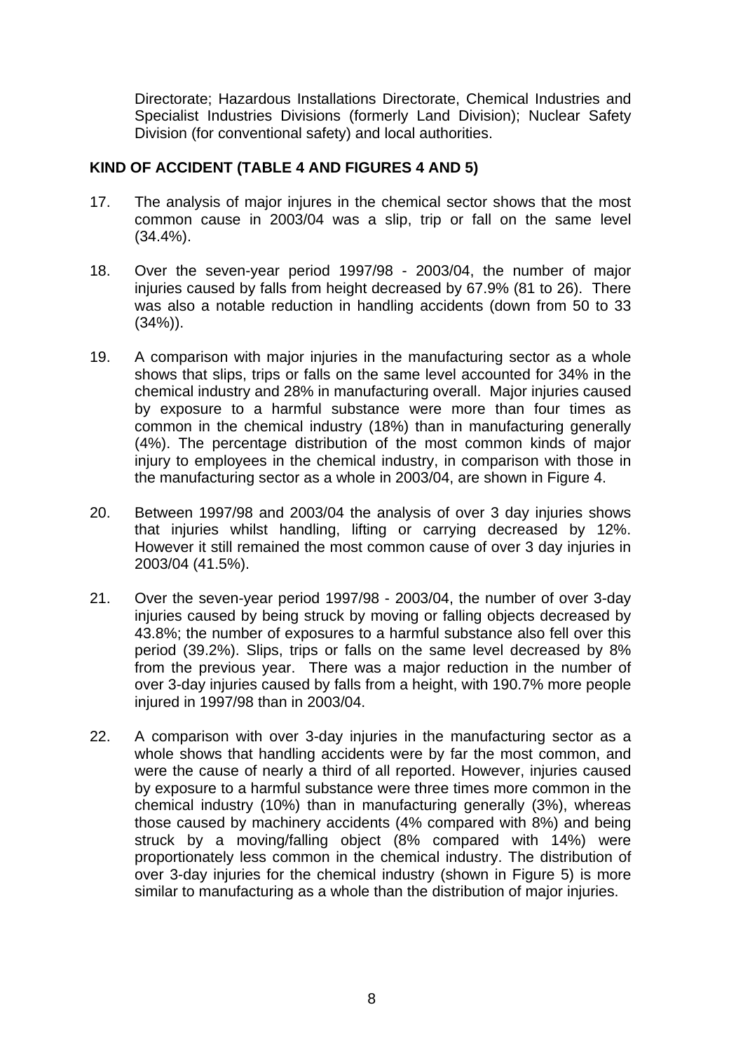Directorate; Hazardous Installations Directorate, Chemical Industries and Specialist Industries Divisions (formerly Land Division); Nuclear Safety Division (for conventional safety) and local authorities.

## KIND OF ACCIDENT (TABLE 4 AND FIGURES 4 AND 5)

17. The analysis of major injures in the chemical sector shows that the most common cause in 2003/04 was a slip, trip or fall on the same level (34.4%).

18. Over the seven-year period 1997/98 - 2003/04, the number of major injuries caused by falls from height decreased by 67.9% (81 to 26). There was also a notable reduction in handling accidents (down from 50 to 33 (34%)).

19. A comparison with major injuries in the manufacturing sector as a whole shows that slips, trips or falls on the same level accounted for 34% in the chemical industry and 28% in manufacturing overall. Major injuries caused by exposure to a harmful substance were more than four times as common in the chemical industry (18%) than in manufacturing generally (4%). The percentage distribution of the most common kinds of major injury to employees in the chemical industry, in comparison with those in the manufacturing sector as a whole in 2003/04, are shown in Figure 4.

20. Between 1997/98 and 2003/04 the analysis of over 3 day injuries shows that injuries whilst handling, lifting or carrying decreased by 12%. However it still remained the most common cause of over 3 day injuries in 2003/04 (41.5%).

21. Over the seven-year period 1997/98 - 2003/04, the number of over 3-day injuries caused by being struck by moving or falling objects decreased by 43.8%; the number of exposures to a harmful substance also fell over this period (39.2%). Slips, trips or falls on the same level decreased by 8% from the previous year. There was a major reduction in the number of over 3-day injuries caused by falls from a height, with 190.7% more people injured in 1997/98 than in 2003/04.

22. A comparison with over 3-day injuries in the manufacturing sector as a whole shows that handling accidents were by far the most common, and were the cause of nearly a third of all reported. However, injuries caused by exposure to a harmful substance were three times more common in the chemical industry (10%) than in manufacturing generally (3%), whereas those caused by machinery accidents (4% compared with 8%) and being struck by a moving/falling object (8% compared with 14%) were proportionately less common in the chemical industry. The distribution of over 3-day injuries for the chemical industry (shown in Figure 5) is more similar to manufacturing as a whole than the distribution of major injuries.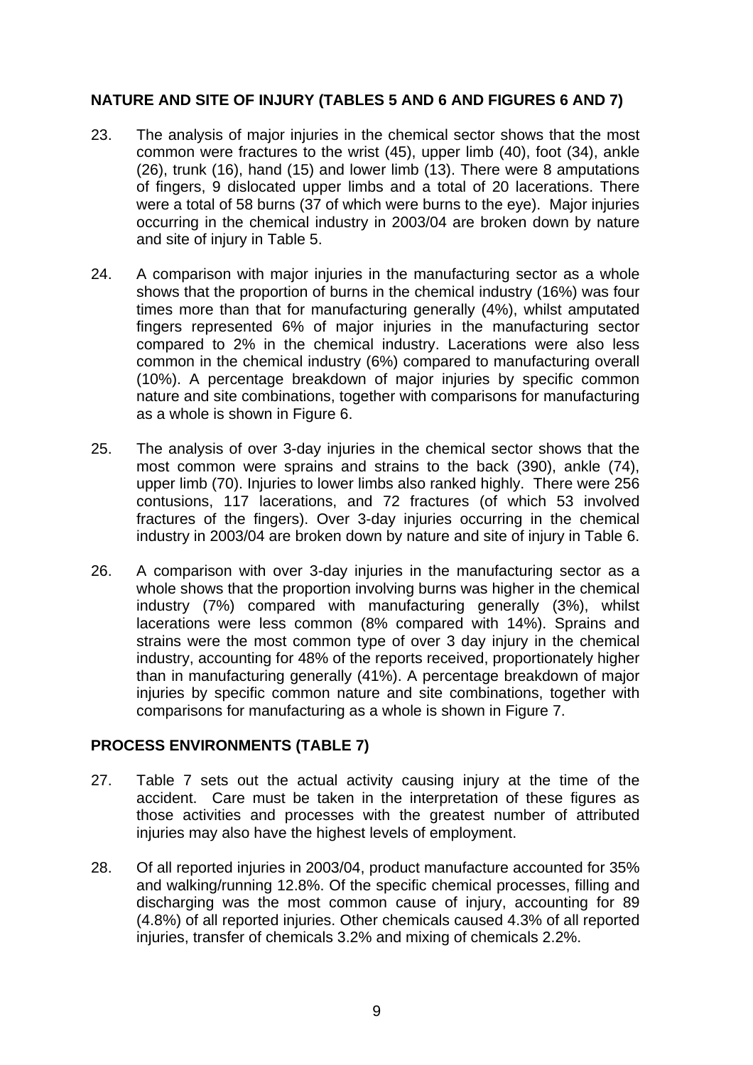## NATURE AND SITE OF INJURY (TABLES 5 AND 6 AND FIGURES 6 AND 7)

23. The analysis of major injuries in the chemical sector shows that the most common were fractures to the wrist (45), upper limb (40), foot (34), ankle (26), trunk (16), hand (15) and lower limb (13). There were 8 amputations of fingers, 9 dislocated upper limbs and a total of 20 lacerations. There were a total of 58 burns (37 of which were burns to the eye). Major injuries occurring in the chemical industry in 2003/04 are broken down by nature and site of injury in Table 5.

24. A comparison with major injuries in the manufacturing sector as a whole shows that the proportion of burns in the chemical industry (16%) was four times more than that for manufacturing generally (4%), whilst amputated fingers represented 6% of major injuries in the manufacturing sector compared to 2% in the chemical industry. Lacerations were also less common in the chemical industry (6%) compared to manufacturing overall (10%). A percentage breakdown of major injuries by specific common nature and site combinations, together with comparisons for manufacturing as a whole is shown in Figure 6.

25. The analysis of over 3-day injuries in the chemical sector shows that the most common were sprains and strains to the back (390), ankle (74), upper limb (70). Injuries to lower limbs also ranked highly. There were 256 contusions, 117 lacerations, and 72 fractures (of which 53 involved fractures of the fingers). Over 3-day injuries occurring in the chemical industry in 2003/04 are broken down by nature and site of injury in Table 6.

26. A comparison with over 3-day injuries in the manufacturing sector as a whole shows that the proportion involving burns was higher in the chemical industry (7%) compared with manufacturing generally (3%), whilst lacerations were less common (8% compared with 14%). Sprains and strains were the most common type of over 3 day injury in the chemical industry, accounting for 48% of the reports received, proportionately higher than in manufacturing generally (41%). A percentage breakdown of major injuries by specific common nature and site combinations, together with comparisons for manufacturing as a whole is shown in Figure 7.

## PROCESS ENVIRONMENTS (TABLE 7)

27. Table 7 sets out the actual activity causing injury at the time of the accident. Care must be taken in the interpretation of these figures as those activities and processes with the greatest number of attributed injuries may also have the highest levels of employment.

28. Of all reported injuries in 2003/04, product manufacture accounted for 35% and walking/running 12.8%. Of the specific chemical processes, filling and discharging was the most common cause of injury, accounting for 89 (4.8%) of all reported injuries. Other chemicals caused 4.3% of all reported injuries, transfer of chemicals 3.2% and mixing of chemicals 2.2%.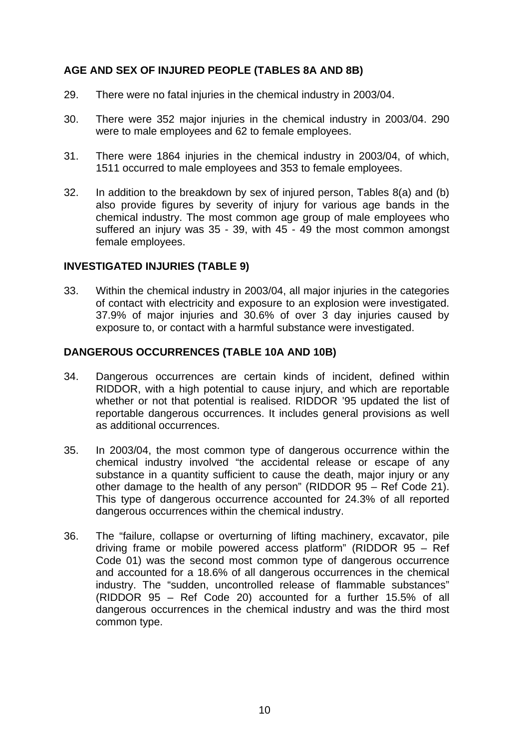## AGE AND SEX OF INJURED PEOPLE (TABLES 8A AND 8B)

29. There were no fatal injuries in the chemical industry in 2003/04.

30. There were 352 major injuries in the chemical industry in 2003/04. 290 were to male employees and 62 to female employees.

31. There were 1864 injuries in the chemical industry in 2003/04, of which, 1511 occurred to male employees and 353 to female employees.

32. In addition to the breakdown by sex of injured person, Tables 8(a) and (b) also provide figures by severity of injury for various age bands in the chemical industry. The most common age group of male employees who suffered an injury was 35 - 39, with 45 - 49 the most common amongst female employees.

## INVESTIGATED INJURIES (TABLE 9)

33. Within the chemical industry in 2003/04, all major injuries in the categories of contact with electricity and exposure to an explosion were investigated. 37.9% of major injuries and 30.6% of over 3 day injuries caused by exposure to, or contact with a harmful substance were investigated.

## DANGEROUS OCCURRENCES (TABLE 10A AND 10B)

34. Dangerous occurrences are certain kinds of incident, defined within RIDDOR, with a high potential to cause injury, and which are reportable whether or not that potential is realised. RIDDOR '95 updated the list of reportable dangerous occurrences. It includes general provisions as well as additional occurrences.

35. In 2003/04, the most common type of dangerous occurrence within the chemical industry involved "the accidental release or escape of any substance in a quantity sufficient to cause the death, major injury or any other damage to the health of any person" (RIDDOR 95 – Ref Code 21). This type of dangerous occurrence accounted for 24.3% of all reported dangerous occurrences within the chemical industry.

36. The "failure, collapse or overturning of lifting machinery, excavator, pile driving frame or mobile powered access platform" (RIDDOR 95 – Ref Code 01) was the second most common type of dangerous occurrence and accounted for a 18.6% of all dangerous occurrences in the chemical industry. The "sudden, uncontrolled release of flammable substances" (RIDDOR 95 – Ref Code 20) accounted for a further 15.5% of all dangerous occurrences in the chemical industry and was the third most common type.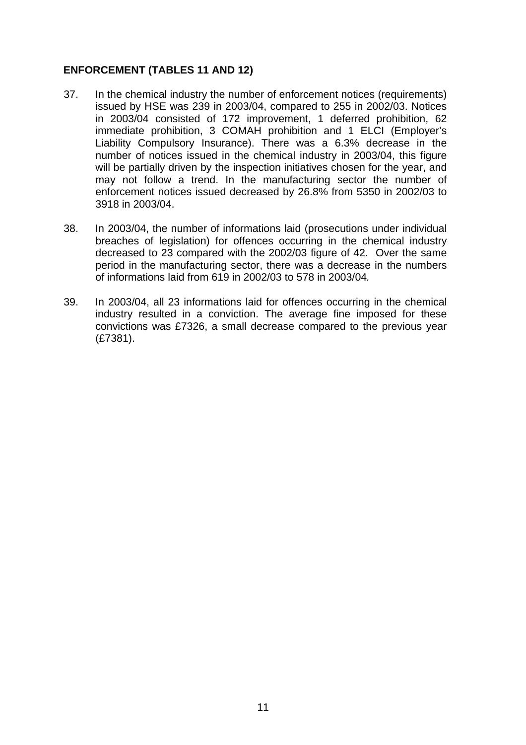## ENFORCEMENT (TABLES 11 AND 12)

37. In the chemical industry the number of enforcement notices (requirements) issued by HSE was 239 in 2003/04, compared to 255 in 2002/03. Notices in 2003/04 consisted of 172 improvement, 1 deferred prohibition, 62 immediate prohibition, 3 COMAH prohibition and 1 ELCI (Employer's Liability Compulsory Insurance). There was a 6.3% decrease in the number of notices issued in the chemical industry in 2003/04, this figure will be partially driven by the inspection initiatives chosen for the year, and may not follow a trend. In the manufacturing sector the number of enforcement notices issued decreased by 26.8% from 5350 in 2002/03 to 3918 in 2003/04.

38. In 2003/04, the number of informations laid (prosecutions under individual breaches of legislation) for offences occurring in the chemical industry decreased to 23 compared with the 2002/03 figure of 42. Over the same period in the manufacturing sector, there was a decrease in the numbers of informations laid from 619 in 2002/03 to 578 in 2003/04.

39. In 2003/04, all 23 informations laid for offences occurring in the chemical industry resulted in a conviction. The average fine imposed for these convictions was £7326, a small decrease compared to the previous year (£7381).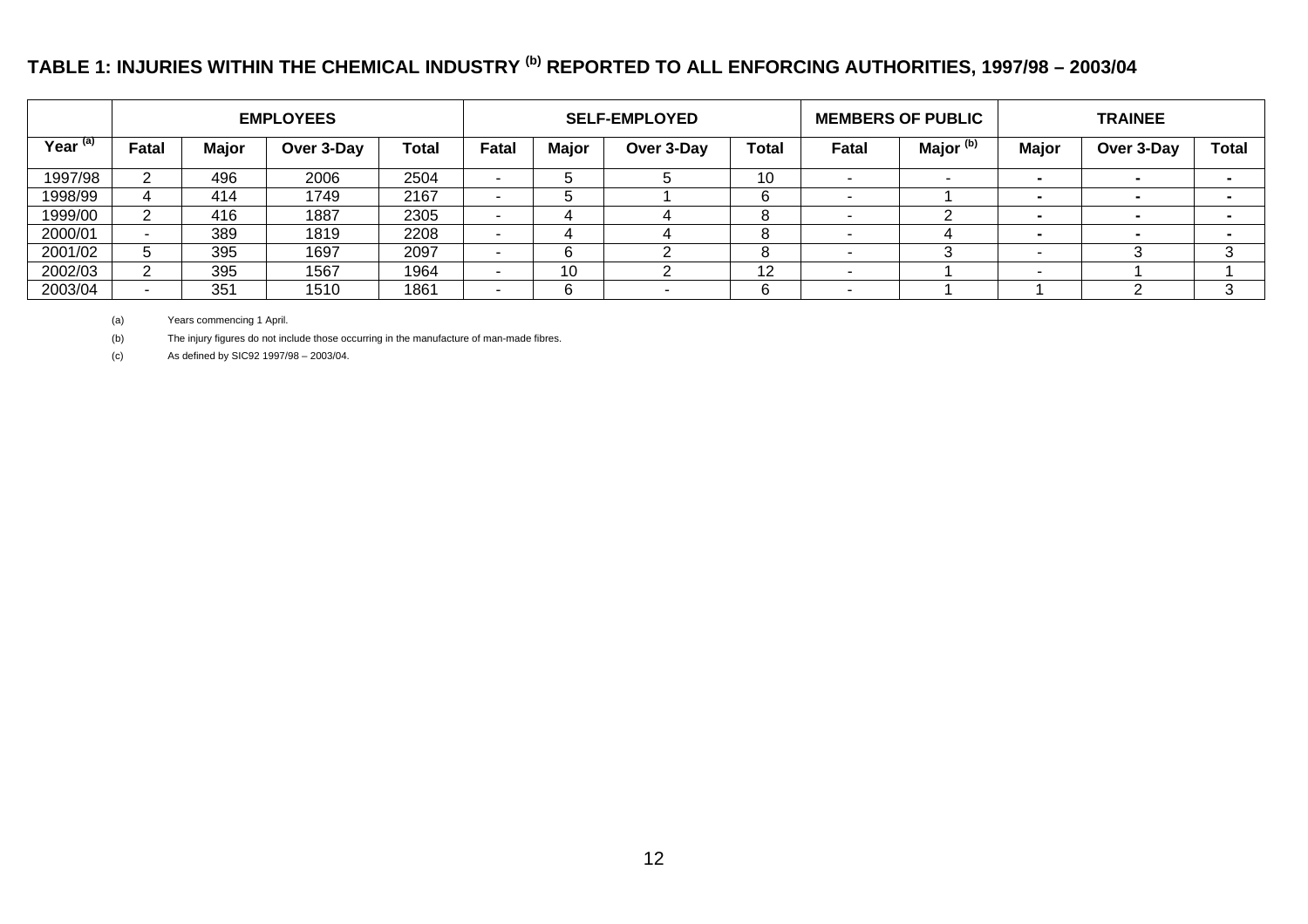## TABLE 1: INJURIES WITHIN THE CHEMICAL INDUSTRY [(b)] REPORTED TO ALL ENFORCING AUTHORITIES, 1997/98 – 2003/04

| | EMPLOYEES | | | | SELF-EMPLOYED | | | | MEMBERS OF PUBLIC | | TRAINEE | | |
|---|---|---|---|---|---|---|---|---|---|---|---|---|---|
| Year [(a)] | Fatal | Major | Over 3-Day | Total | Fatal | Major | Over 3-Day | Total | Fatal | Major [(b)] | Major | Over 3-Day | Total |
| 1997/98 | 2 | 496 | 2006 | 2504 | - | 5 | 5 | 10 | - | - | - | - | - |
| 1998/99 | 4 | 414 | 1749 | 2167 | - | 5 | 1 | 6 | - | 1 | - | - | - |
| 1999/00 | 2 | 416 | 1887 | 2305 | - | 4 | 4 | 8 | - | 2 | - | - | - |
| 2000/01 | - | 389 | 1819 | 2208 | - | 4 | 4 | 8 | - | 4 | - | - | - |
| 2001/02 | 5 | 395 | 1697 | 2097 | - | 6 | 2 | 8 | - | 3 | - | 3 | 3 |
| 2002/03 | 2 | 395 | 1567 | 1964 | - | 10 | 2 | 12 | - | 1 | - | 1 | 1 |
| 2003/04 | - | 351 | 1510 | 1861 | - | 6 | - | 6 | - | 1 | 1 | 2 | 3 |

(a) Years commencing 1 April.

(b) The injury figures do not include those occurring in the manufacture of man-made fibres.

(c) As defined by SIC92 1997/98 – 2003/04.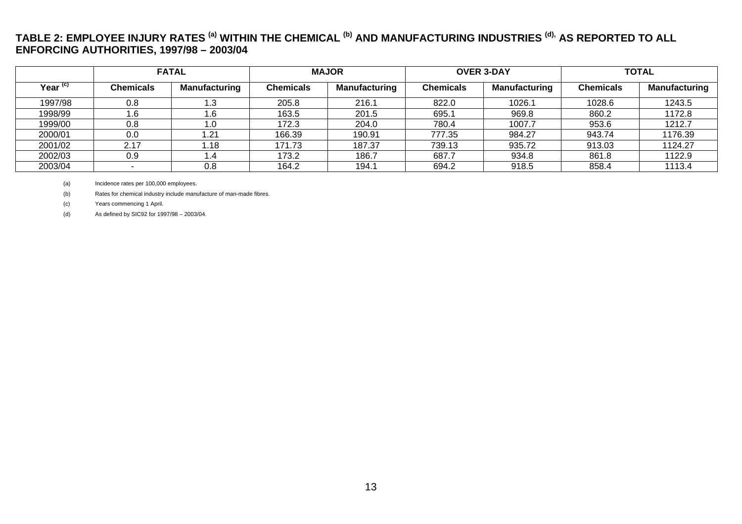**TABLE 2: EMPLOYEE INJURY RATES [(a)] WITHIN THE CHEMICAL [(b)] AND MANUFACTURING INDUSTRIES [(d)], AS REPORTED TO ALL ENFORCING AUTHORITIES, 1997/98 – 2003/04**

| | FATAL | | MAJOR | | OVER 3-DAY | | TOTAL | |
|---|---|---|---|---|---|---|---|---|
| Year [(c)] | Chemicals | Manufacturing | Chemicals | Manufacturing | Chemicals | Manufacturing | Chemicals | Manufacturing |
| 1997/98 | 0.8 | 1.3 | 205.8 | 216.1 | 822.0 | 1026.1 | 1028.6 | 1243.5 |
| 1998/99 | 1.6 | 1.6 | 163.5 | 201.5 | 695.1 | 969.8 | 860.2 | 1172.8 |
| 1999/00 | 0.8 | 1.0 | 172.3 | 204.0 | 780.4 | 1007.7 | 953.6 | 1212.7 |
| 2000/01 | 0.0 | 1.21 | 166.39 | 190.91 | 777.35 | 984.27 | 943.74 | 1176.39 |
| 2001/02 | 2.17 | 1.18 | 171.73 | 187.37 | 739.13 | 935.72 | 913.03 | 1124.27 |
| 2002/03 | 0.9 | 1.4 | 173.2 | 186.7 | 687.7 | 934.8 | 861.8 | 1122.9 |
| 2003/04 | - | 0.8 | 164.2 | 194.1 | 694.2 | 918.5 | 858.4 | 1113.4 |

(a) Incidence rates per 100,000 employees.

(b) Rates for chemical industry include manufacture of man-made fibres.

(c) Years commencing 1 April.

(d) As defined by SIC92 for 1997/98 – 2003/04.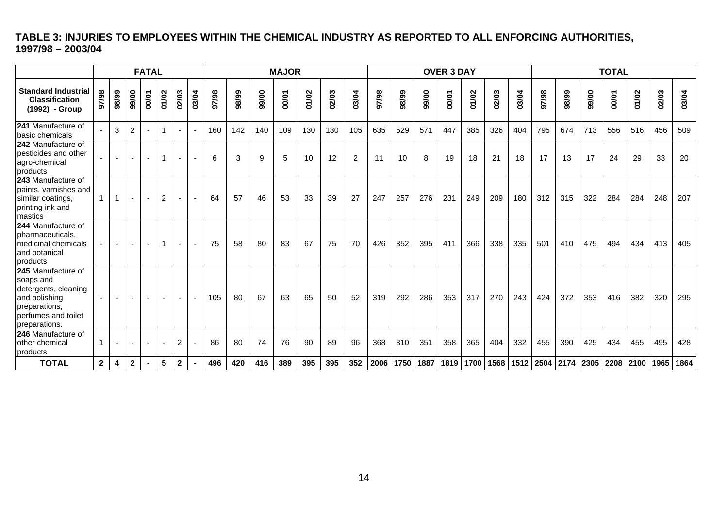**TABLE 3: INJURIES TO EMPLOYEES WITHIN THE CHEMICAL INDUSTRY AS REPORTED TO ALL ENFORCING AUTHORITIES, 1997/98 – 2003/04**

| | FATAL | | | | | | | MAJOR | | | | | | | OVER 3 DAY | | | | | | | TOTAL | | | | | | |
|---|---|---|---|---|---|---|---|---|---|---|---|---|---|---|---|---|---|---|---|---|---|---|---|---|---|---|---|---|
| **Standard Industrial Classification (1992) - Group** | 97/98 | 98/99 | 99/00 | 00/01 | 01/02 | 02/03 | 03/04 | 97/98 | 98/99 | 99/00 | 00/01 | 01/02 | 02/03 | 03/04 | 97/98 | 98/99 | 99/00 | 00/01 | 01/02 | 02/03 | 03/04 | 97/98 | 98/99 | 99/00 | 00/01 | 01/02 | 02/03 | 03/04 |
| **241** Manufacture of basic chemicals | - | 3 | 2 | - | 1 | - | - | 160 | 142 | 140 | 109 | 130 | 130 | 105 | 635 | 529 | 571 | 447 | 385 | 326 | 404 | 795 | 674 | 713 | 556 | 516 | 456 | 509 |
| **242** Manufacture of pesticides and other agro-chemical products | - | - | - | - | 1 | - | - | 6 | 3 | 9 | 5 | 10 | 12 | 2 | 11 | 10 | 8 | 19 | 18 | 21 | 18 | 17 | 13 | 17 | 24 | 29 | 33 | 20 |
| **243** Manufacture of paints, varnishes and similar coatings, printing ink and mastics | 1 | 1 | - | - | 2 | - | - | 64 | 57 | 46 | 53 | 33 | 39 | 27 | 247 | 257 | 276 | 231 | 249 | 209 | 180 | 312 | 315 | 322 | 284 | 284 | 248 | 207 |
| **244** Manufacture of pharmaceuticals, medicinal chemicals and botanical products | - | - | - | - | 1 | - | - | 75 | 58 | 80 | 83 | 67 | 75 | 70 | 426 | 352 | 395 | 411 | 366 | 338 | 335 | 501 | 410 | 475 | 494 | 434 | 413 | 405 |
| **245** Manufacture of soaps and detergents, cleaning and polishing preparations, perfumes and toilet preparations. | - | - | - | - | - | - | - | 105 | 80 | 67 | 63 | 65 | 50 | 52 | 319 | 292 | 286 | 353 | 317 | 270 | 243 | 424 | 372 | 353 | 416 | 382 | 320 | 295 |
| **246** Manufacture of other chemical products | 1 | - | - | - | - | 2 | - | 86 | 80 | 74 | 76 | 90 | 89 | 96 | 368 | 310 | 351 | 358 | 365 | 404 | 332 | 455 | 390 | 425 | 434 | 455 | 495 | 428 |
| **TOTAL** | **2** | **4** | **2** | **-** | **5** | **2** | **-** | **496** | **420** | **416** | **389** | **395** | **395** | **352** | **2006** | **1750** | **1887** | **1819** | **1700** | **1568** | **1512** | **2504** | **2174** | **2305** | **2208** | **2100** | **1965** | **1864** |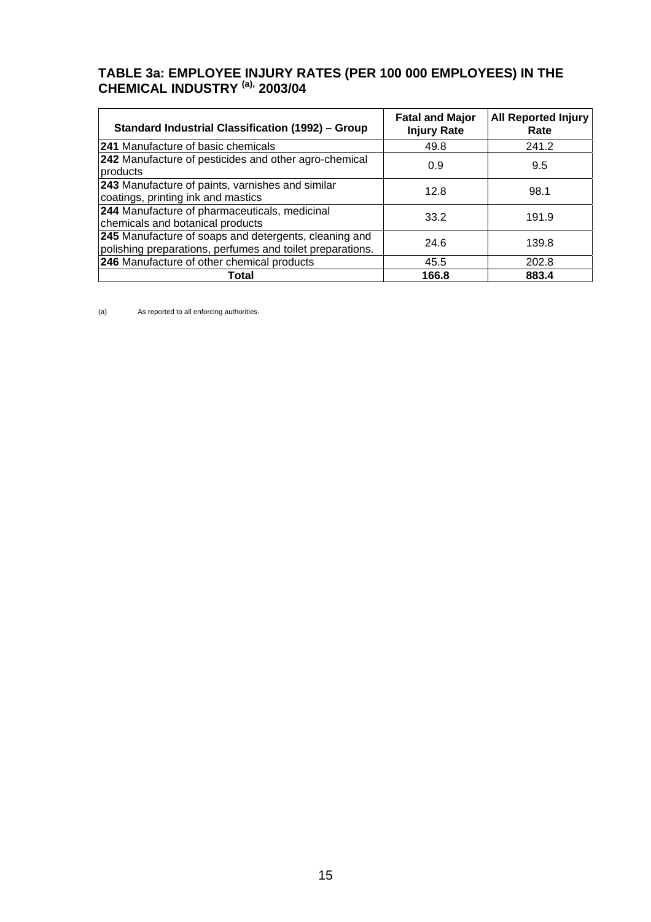## TABLE 3a: EMPLOYEE INJURY RATES (PER 100 000 EMPLOYEES) IN THE CHEMICAL INDUSTRY [(a)], 2003/04

| Standard Industrial Classification (1992) – Group | Fatal and Major Injury Rate | All Reported Injury Rate |
|---|---|---|
| **241** Manufacture of basic chemicals | 49.8 | 241.2 |
| **242** Manufacture of pesticides and other agro-chemical products | 0.9 | 9.5 |
| **243** Manufacture of paints, varnishes and similar coatings, printing ink and mastics | 12.8 | 98.1 |
| **244** Manufacture of pharmaceuticals, medicinal chemicals and botanical products | 33.2 | 191.9 |
| **245** Manufacture of soaps and detergents, cleaning and polishing preparations, perfumes and toilet preparations. | 24.6 | 139.8 |
| **246** Manufacture of other chemical products | 45.5 | 202.8 |
| **Total** | **166.8** | **883.4** |

(a) As reported to all enforcing authorities.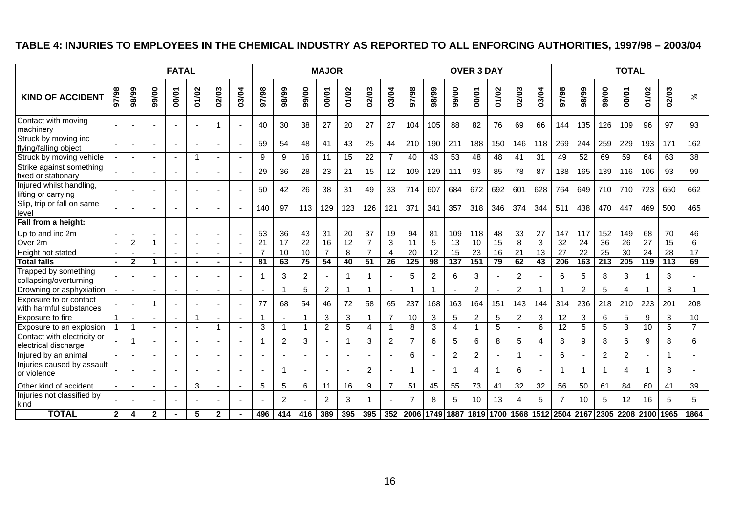## TABLE 4: INJURIES TO EMPLOYEES IN THE CHEMICAL INDUSTRY AS REPORTED TO ALL ENFORCING AUTHORITIES, 1997/98 – 2003/04

| | FATAL | | | | | | | MAJOR | | | | | | | OVER 3 DAY | | | | | | | TOTAL | | | | | | |
|---|---|---|---|---|---|---|---|---|---|---|---|---|---|---|---|---|---|---|---|---|---|---|---|---|---|---|---|---|
| **KIND OF ACCIDENT** | 97/98 | 98/99 | 99/00 | 00/01 | 01/02 | 02/03 | 03/04 | 97/98 | 98/99 | 99/00 | 00/01 | 01/02 | 02/03 | 03/04 | 97/98 | 98/99 | 99/00 | 00/01 | 01/02 | 02/03 | 03/04 | 97/98 | 98/99 | 99/00 | 00/01 | 01/02 | 02/03 | ¾ |
| Contact with moving machinery | - | - | - | - | - | 1 | - | 40 | 30 | 38 | 27 | 20 | 27 | 27 | 104 | 105 | 88 | 82 | 76 | 69 | 66 | 144 | 135 | 126 | 109 | 96 | 97 | 93 |
| Struck by moving inc flying/falling object | - | - | - | - | - | - | - | 59 | 54 | 48 | 41 | 43 | 25 | 44 | 210 | 190 | 211 | 188 | 150 | 146 | 118 | 269 | 244 | 259 | 229 | 193 | 171 | 162 |
| Struck by moving vehicle | - | - | - | - | 1 | - | - | 9 | 9 | 16 | 11 | 15 | 22 | 7 | 40 | 43 | 53 | 48 | 48 | 41 | 31 | 49 | 52 | 69 | 59 | 64 | 63 | 38 |
| Strike against something fixed or stationary | - | - | - | - | - | - | - | 29 | 36 | 28 | 23 | 21 | 15 | 12 | 109 | 129 | 111 | 93 | 85 | 78 | 87 | 138 | 165 | 139 | 116 | 106 | 93 | 99 |
| Injured whilst handling, lifting or carrying | - | - | - | - | - | - | - | 50 | 42 | 26 | 38 | 31 | 49 | 33 | 714 | 607 | 684 | 672 | 692 | 601 | 628 | 764 | 649 | 710 | 710 | 723 | 650 | 662 |
| Slip, trip or fall on same level | - | - | - | - | - | - | - | 140 | 97 | 113 | 129 | 123 | 126 | 121 | 371 | 341 | 357 | 318 | 346 | 374 | 344 | 511 | 438 | 470 | 447 | 469 | 500 | 465 |
| **Fall from a height:** | | | | | | | | | | | | | | | | | | | | | | | | | | | | |
| Up to and inc 2m | - | - | - | - | - | - | - | 53 | 36 | 43 | 31 | 20 | 37 | 19 | 94 | 81 | 109 | 118 | 48 | 33 | 27 | 147 | 117 | 152 | 149 | 68 | 70 | 46 |
| Over 2m | - | 2 | 1 | - | - | - | - | 21 | 17 | 22 | 16 | 12 | 7 | 3 | 11 | 5 | 13 | 10 | 15 | 8 | 3 | 32 | 24 | 36 | 26 | 27 | 15 | 6 |
| Height not stated | - | - | - | - | - | - | - | 7 | 10 | 10 | 7 | 8 | 7 | 4 | 20 | 12 | 15 | 23 | 16 | 21 | 13 | 27 | 22 | 25 | 30 | 24 | 28 | 17 |
| **Total falls** | **-** | **2** | **1** | **-** | **-** | **-** | **-** | **81** | **63** | **75** | **54** | **40** | **51** | **26** | **125** | **98** | **137** | **151** | **79** | **62** | **43** | **206** | **163** | **213** | **205** | **119** | **113** | **69** |
| Trapped by something collapsing/overturning | - | - | - | - | - | - | - | 1 | 3 | 2 | - | 1 | 1 | - | 5 | 2 | 6 | 3 | - | 2 | - | 6 | 5 | 8 | 3 | 1 | 3 | - |
| Drowning or asphyxiation | - | - | - | - | - | - | - | - | 1 | 5 | 2 | 1 | 1 | - | 1 | 1 | - | 2 | - | 2 | 1 | 1 | 2 | 5 | 4 | 1 | 3 | 1 |
| Exposure to or contact with harmful substances | - | - | 1 | - | - | - | - | 77 | 68 | 54 | 46 | 72 | 58 | 65 | 237 | 168 | 163 | 164 | 151 | 143 | 144 | 314 | 236 | 218 | 210 | 223 | 201 | 208 |
| Exposure to fire | 1 | - | - | - | 1 | - | - | 1 | - | 1 | 3 | 3 | 1 | 7 | 10 | 3 | 5 | 2 | 5 | 2 | 3 | 12 | 3 | 6 | 5 | 9 | 3 | 10 |
| Exposure to an explosion | 1 | 1 | - | - | - | 1 | - | 3 | 1 | 1 | 2 | 5 | 4 | 1 | 8 | 3 | 4 | 1 | 5 | - | 6 | 12 | 5 | 5 | 3 | 10 | 5 | 7 |
| Contact with electricity or electrical discharge | - | 1 | - | - | - | - | - | 1 | 2 | 3 | - | 1 | 3 | 2 | 7 | 6 | 5 | 6 | 8 | 5 | 4 | 8 | 9 | 8 | 6 | 9 | 8 | 6 |
| Injured by an animal | - | - | - | - | - | - | - | - | - | - | - | - | - | - | 6 | - | 2 | 2 | - | 1 | - | 6 | - | 2 | 2 | - | 1 | - |
| Injuries caused by assault or violence | - | - | - | - | - | - | - | - | 1 | - | - | - | 2 | - | 1 | - | 1 | 4 | 1 | 6 | - | 1 | 1 | 1 | 4 | 1 | 8 | - |
| Other kind of accident | - | - | - | - | 3 | - | - | 5 | 5 | 6 | 11 | 16 | 9 | 7 | 51 | 45 | 55 | 73 | 41 | 32 | 32 | 56 | 50 | 61 | 84 | 60 | 41 | 39 |
| Injuries not classified by kind | - | - | - | - | - | - | - | - | 2 | - | 2 | 3 | 1 | - | 7 | 8 | 5 | 10 | 13 | 4 | 5 | 7 | 10 | 5 | 12 | 16 | 5 | 5 |
| **TOTAL** | **2** | **4** | **2** | **-** | **5** | **2** | **-** | **496** | **414** | **416** | **389** | **395** | **395** | **352** | **2006** | **1749** | **1887** | **1819** | **1700** | **1568** | **1512** | **2504** | **2167** | **2305** | **2208** | **2100** | **1965** | **1864** |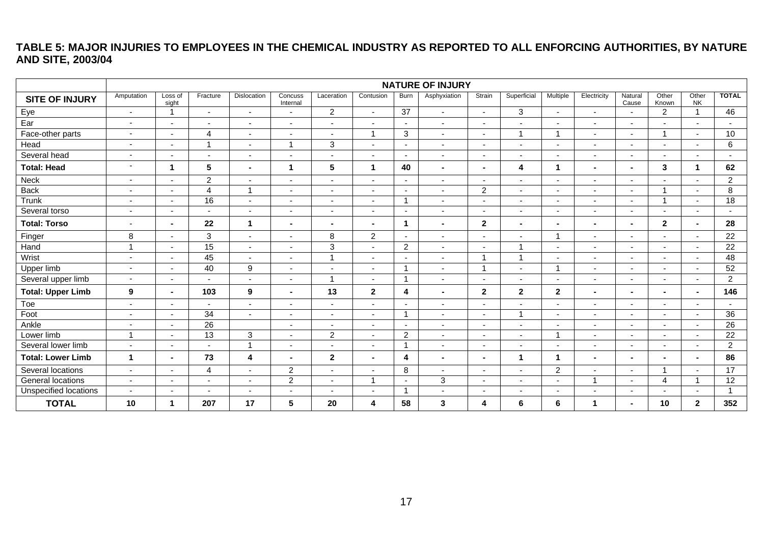**TABLE 5: MAJOR INJURIES TO EMPLOYEES IN THE CHEMICAL INDUSTRY AS REPORTED TO ALL ENFORCING AUTHORITIES, BY NATURE AND SITE, 2003/04**

| | NATURE OF INJURY | | | | | | | | | | | | | | | | |
|---|---|---|---|---|---|---|---|---|---|---|---|---|---|---|---|---|---|
| **SITE OF INJURY** | Amputation | Loss of sight | Fracture | Dislocation | Concuss Internal | Laceration | Contusion | Burn | Asphyxiation | Strain | Superficial | Multiple | Electricity | Natural Cause | Other Known | Other NK | **TOTAL** |
| Eye | - | 1 | - | - | - | 2 | - | 37 | - | - | 3 | - | - | - | 2 | 1 | 46 |
| Ear | - | - | - | - | - | - | - | - | - | - | - | - | - | - | - | - | - |
| Face-other parts | - | - | 4 | - | - | - | 1 | 3 | - | - | 1 | 1 | - | - | 1 | - | 10 |
| Head | - | - | 1 | - | 1 | 3 | - | - | - | - | - | - | - | - | - | - | 6 |
| Several head | - | - | - | - | - | - | - | - | - | - | - | - | - | - | - | - | - |
| **Total: Head** | - | **1** | **5** | **-** | **1** | **5** | **1** | **40** | **-** | **-** | **4** | **1** | **-** | **-** | **3** | **1** | **62** |
| Neck | - | - | 2 | - | - | - | - | - | - | - | - | - | - | - | - | - | 2 |
| Back | - | - | 4 | 1 | - | - | - | - | - | 2 | - | - | - | - | 1 | - | 8 |
| Trunk | - | - | 16 | - | - | - | - | 1 | - | - | - | - | - | - | 1 | - | 18 |
| Several torso | - | - | - | - | - | - | - | - | - | - | - | - | - | - | - | - | - |
| **Total: Torso** | - | **-** | **22** | **1** | **-** | **-** | **-** | **1** | **-** | **2** | **-** | **-** | **-** | **-** | **2** | **-** | **28** |
| Finger | 8 | - | 3 | - | - | 8 | 2 | - | - | - | - | 1 | - | - | - | - | 22 |
| Hand | 1 | - | 15 | - | - | 3 | - | 2 | - | - | 1 | - | - | - | - | - | 22 |
| Wrist | - | - | 45 | - | - | 1 | - | - | - | 1 | 1 | - | - | - | - | - | 48 |
| Upper limb | - | - | 40 | 9 | - | - | - | 1 | - | 1 | - | 1 | - | - | - | - | 52 |
| Several upper limb | - | - | - | - | - | 1 | - | 1 | - | - | - | - | - | - | - | - | 2 |
| **Total: Upper Limb** | **9** | **-** | **103** | **9** | **-** | **13** | **2** | **4** | **-** | **2** | **2** | **2** | **-** | **-** | **-** | **-** | **146** |
| Toe | - | - | - | - | - | - | - | - | - | - | - | - | - | - | - | - | - |
| Foot | - | - | 34 | - | - | - | - | 1 | - | - | 1 | - | - | - | - | - | 36 |
| Ankle | - | - | 26 | | - | - | - | - | - | - | - | - | - | - | - | - | 26 |
| Lower limb | 1 | - | 13 | 3 | - | 2 | - | 2 | - | - | - | 1 | - | - | - | - | 22 |
| Several lower limb | - | - | - | 1 | - | - | - | 1 | - | - | - | - | - | - | - | - | 2 |
| **Total: Lower Limb** | **1** | **-** | **73** | **4** | **-** | **2** | **-** | **4** | **-** | **-** | **1** | **1** | **-** | **-** | **-** | **-** | **86** |
| Several locations | - | - | 4 | - | 2 | - | - | 8 | - | - | - | 2 | - | - | 1 | - | 17 |
| General locations | - | - | - | - | 2 | - | 1 | - | 3 | - | - | - | 1 | - | 4 | 1 | 12 |
| Unspecified locations | - | - | - | - | - | - | - | 1 | - | - | - | - | - | - | - | - | 1 |
| **TOTAL** | **10** | **1** | **207** | **17** | **5** | **20** | **4** | **58** | **3** | **4** | **6** | **6** | **1** | **-** | **10** | **2** | **352** |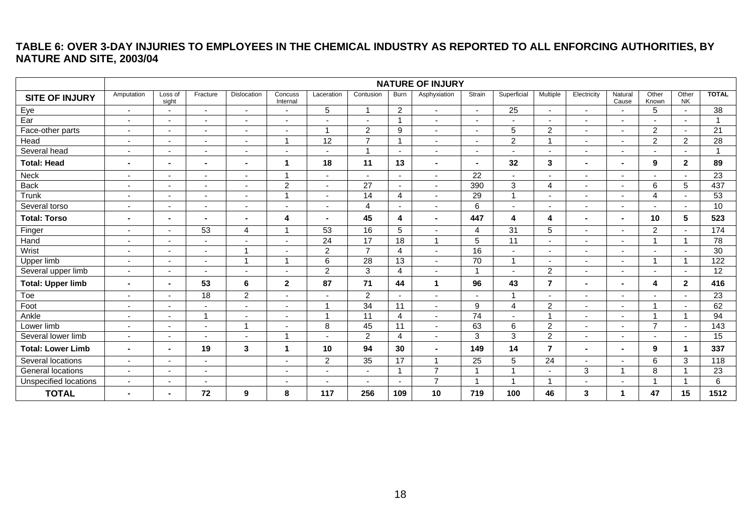## TABLE 6: OVER 3-DAY INJURIES TO EMPLOYEES IN THE CHEMICAL INDUSTRY AS REPORTED TO ALL ENFORCING AUTHORITIES, BY NATURE AND SITE, 2003/04

| | NATURE OF INJURY | | | | | | | | | | | | | | | | |
|---|---|---|---|---|---|---|---|---|---|---|---|---|---|---|---|---|---|
| **SITE OF INJURY** | Amputation | Loss of sight | Fracture | Dislocation | Concuss Internal | Laceration | Contusion | Burn | Asphyxiation | Strain | Superficial | Multiple | Electricity | Natural Cause | Other Known | Other NK | **TOTAL** |
| Eye | - | - | - | - | - | 5 | 1 | 2 | - | - | 25 | - | - | - | 5 | - | 38 |
| Ear | - | - | - | - | - | - | - | 1 | - | - | - | - | - | - | - | - | 1 |
| Face-other parts | - | - | - | - | - | 1 | 2 | 9 | - | - | 5 | 2 | - | - | 2 | - | 21 |
| Head | - | - | - | - | 1 | 12 | 7 | 1 | - | - | 2 | 1 | - | - | 2 | 2 | 28 |
| Several head | - | - | - | - | - | - | 1 | - | - | - | - | - | - | - | - | - | 1 |
| **Total: Head** | **-** | **-** | **-** | **-** | **1** | **18** | **11** | **13** | **-** | **-** | **32** | **3** | **-** | **-** | **9** | **2** | **89** |
| Neck | - | - | - | - | 1 | - | - | - | - | 22 | - | - | - | - | - | - | 23 |
| Back | - | - | - | - | 2 | - | 27 | - | - | 390 | 3 | 4 | - | - | 6 | 5 | 437 |
| Trunk | - | - | - | - | 1 | - | 14 | 4 | - | 29 | 1 | - | - | - | 4 | - | 53 |
| Several torso | - | - | - | - | - | - | 4 | - | - | 6 | - | - | - | - | - | - | 10 |
| **Total: Torso** | **-** | **-** | **-** | **-** | **4** | **-** | **45** | **4** | **-** | **447** | **4** | **4** | **-** | **-** | **10** | **5** | **523** |
| Finger | - | - | 53 | 4 | 1 | 53 | 16 | 5 | - | 4 | 31 | 5 | - | - | 2 | - | 174 |
| Hand | - | - | - | - | - | 24 | 17 | 18 | 1 | 5 | 11 | - | - | - | 1 | 1 | 78 |
| Wrist | - | - | - | 1 | - | 2 | 7 | 4 | - | 16 | - | - | - | - | - | - | 30 |
| Upper limb | - | - | - | 1 | 1 | 6 | 28 | 13 | - | 70 | 1 | - | - | - | 1 | 1 | 122 |
| Several upper limb | - | - | - | - | - | 2 | 3 | 4 | - | 1 | - | 2 | - | - | - | - | 12 |
| **Total: Upper limb** | **-** | **-** | **53** | **6** | **2** | **87** | **71** | **44** | **1** | **96** | **43** | **7** | **-** | **-** | **4** | **2** | **416** |
| Toe | - | - | 18 | 2 | - | - | 2 | - | - | - | 1 | - | - | - | - | - | 23 |
| Foot | - | - | - | - | - | 1 | 34 | 11 | - | 9 | 4 | 2 | - | - | 1 | - | 62 |
| Ankle | - | - | 1 | - | - | 1 | 11 | 4 | - | 74 | - | 1 | - | - | 1 | 1 | 94 |
| Lower limb | - | - | - | 1 | - | 8 | 45 | 11 | - | 63 | 6 | 2 | - | - | 7 | - | 143 |
| Several lower limb | - | - | - | - | 1 | - | 2 | 4 | - | 3 | 3 | 2 | - | - | - | - | 15 |
| **Total: Lower Limb** | **-** | **-** | **19** | **3** | **1** | **10** | **94** | **30** | **-** | **149** | **14** | **7** | **-** | **-** | **9** | **1** | **337** |
| Several locations | - | - | - | | - | 2 | 35 | 17 | 1 | 25 | 5 | 24 | - | - | 6 | 3 | 118 |
| General locations | - | - | - | | - | - | - | 1 | 7 | 1 | 1 | - | 3 | 1 | 8 | 1 | 23 |
| Unspecified locations | - | - | - | | - | - | - | - | 7 | 1 | 1 | 1 | - | - | 1 | 1 | 6 |
| **TOTAL** | **-** | **-** | **72** | **9** | **8** | **117** | **256** | **109** | **10** | **719** | **100** | **46** | **3** | **1** | **47** | **15** | **1512** |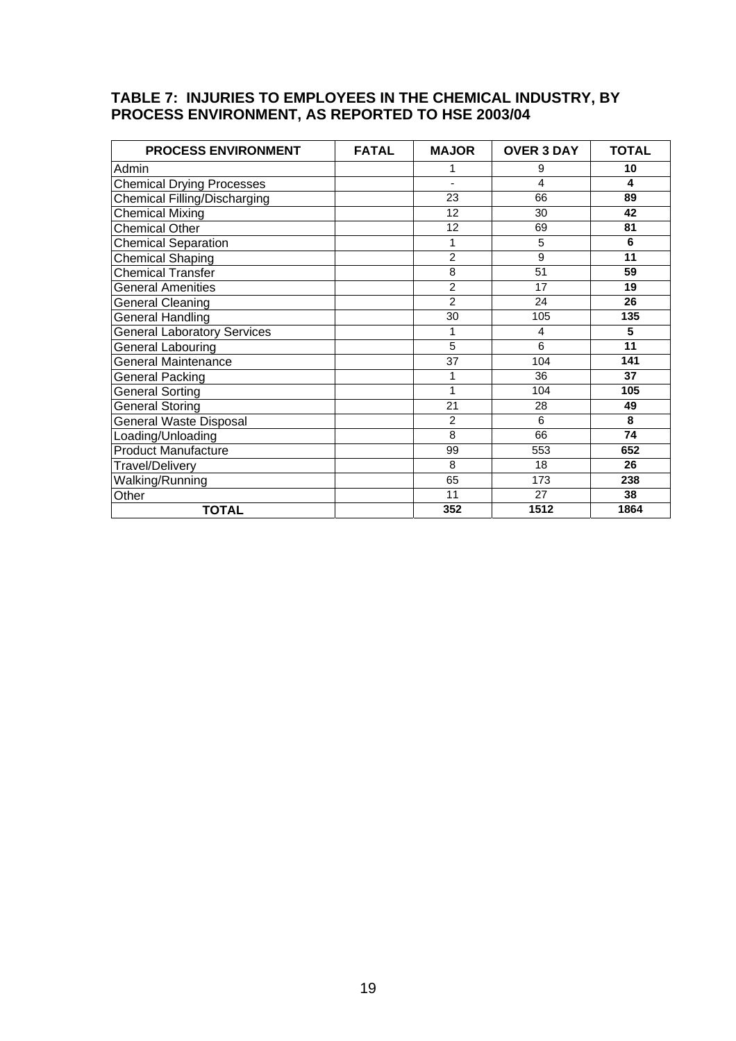## TABLE 7: INJURIES TO EMPLOYEES IN THE CHEMICAL INDUSTRY, BY PROCESS ENVIRONMENT, AS REPORTED TO HSE 2003/04

| PROCESS ENVIRONMENT | FATAL | MAJOR | OVER 3 DAY | TOTAL |
|---|---|---|---|---|
| Admin | | 1 | 9 | **10** |
| Chemical Drying Processes | | - | 4 | **4** |
| Chemical Filling/Discharging | | 23 | 66 | **89** |
| Chemical Mixing | | 12 | 30 | **42** |
| Chemical Other | | 12 | 69 | **81** |
| Chemical Separation | | 1 | 5 | **6** |
| Chemical Shaping | | 2 | 9 | **11** |
| Chemical Transfer | | 8 | 51 | **59** |
| General Amenities | | 2 | 17 | **19** |
| General Cleaning | | 2 | 24 | **26** |
| General Handling | | 30 | 105 | **135** |
| General Laboratory Services | | 1 | 4 | **5** |
| General Labouring | | 5 | 6 | **11** |
| General Maintenance | | 37 | 104 | **141** |
| General Packing | | 1 | 36 | **37** |
| General Sorting | | 1 | 104 | **105** |
| General Storing | | 21 | 28 | **49** |
| General Waste Disposal | | 2 | 6 | **8** |
| Loading/Unloading | | 8 | 66 | **74** |
| Product Manufacture | | 99 | 553 | **652** |
| Travel/Delivery | | 8 | 18 | **26** |
| Walking/Running | | 65 | 173 | **238** |
| Other | | 11 | 27 | **38** |
| **TOTAL** | | **352** | **1512** | **1864** |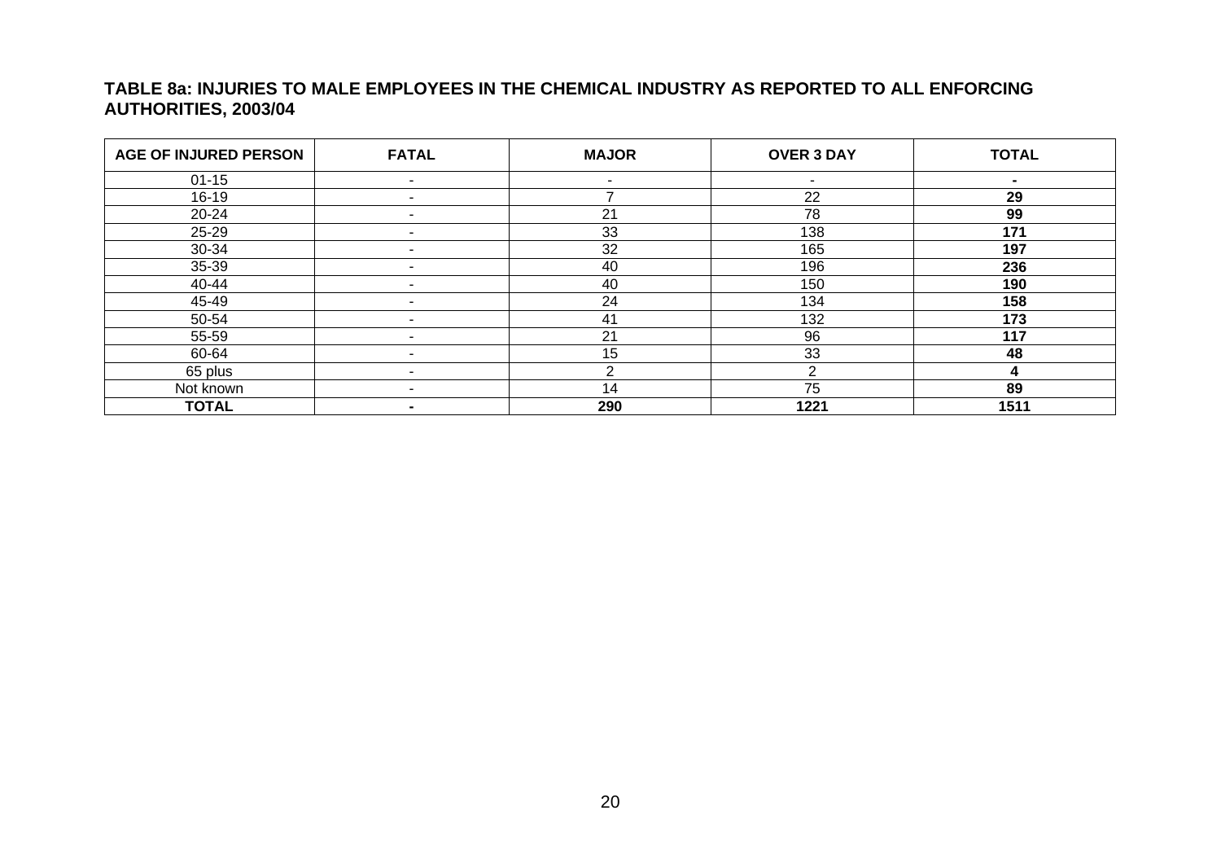### TABLE 8a: INJURIES TO MALE EMPLOYEES IN THE CHEMICAL INDUSTRY AS REPORTED TO ALL ENFORCING AUTHORITIES, 2003/04

| AGE OF INJURED PERSON | FATAL | MAJOR | OVER 3 DAY | TOTAL |
|---|---|---|---|---|
| 01-15 | - | - | - | **-** |
| 16-19 | - | 7 | 22 | **29** |
| 20-24 | - | 21 | 78 | **99** |
| 25-29 | - | 33 | 138 | **171** |
| 30-34 | - | 32 | 165 | **197** |
| 35-39 | - | 40 | 196 | **236** |
| 40-44 | - | 40 | 150 | **190** |
| 45-49 | - | 24 | 134 | **158** |
| 50-54 | - | 41 | 132 | **173** |
| 55-59 | - | 21 | 96 | **117** |
| 60-64 | - | 15 | 33 | **48** |
| 65 plus | - | 2 | 2 | **4** |
| Not known | - | 14 | 75 | **89** |
| **TOTAL** | **-** | **290** | **1221** | **1511** |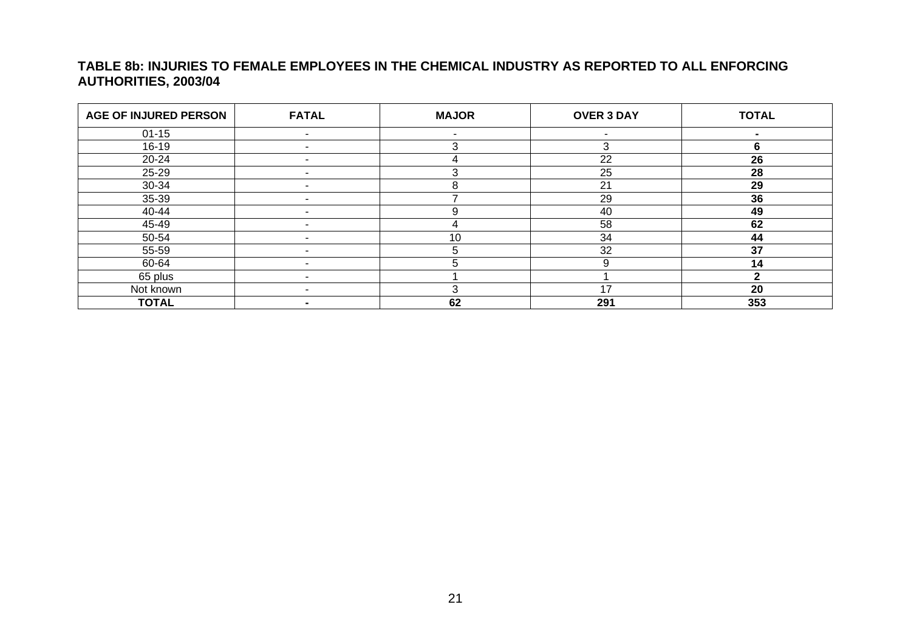**TABLE 8b: INJURIES TO FEMALE EMPLOYEES IN THE CHEMICAL INDUSTRY AS REPORTED TO ALL ENFORCING AUTHORITIES, 2003/04**

| AGE OF INJURED PERSON | FATAL | MAJOR | OVER 3 DAY | TOTAL |
|---|---|---|---|---|
| 01-15 | - | - | - | **-** |
| 16-19 | - | 3 | 3 | **6** |
| 20-24 | - | 4 | 22 | **26** |
| 25-29 | - | 3 | 25 | **28** |
| 30-34 | - | 8 | 21 | **29** |
| 35-39 | - | 7 | 29 | **36** |
| 40-44 | - | 9 | 40 | **49** |
| 45-49 | - | 4 | 58 | **62** |
| 50-54 | - | 10 | 34 | **44** |
| 55-59 | - | 5 | 32 | **37** |
| 60-64 | - | 5 | 9 | **14** |
| 65 plus | - | 1 | 1 | **2** |
| Not known | - | 3 | 17 | **20** |
| **TOTAL** | **-** | **62** | **291** | **353** |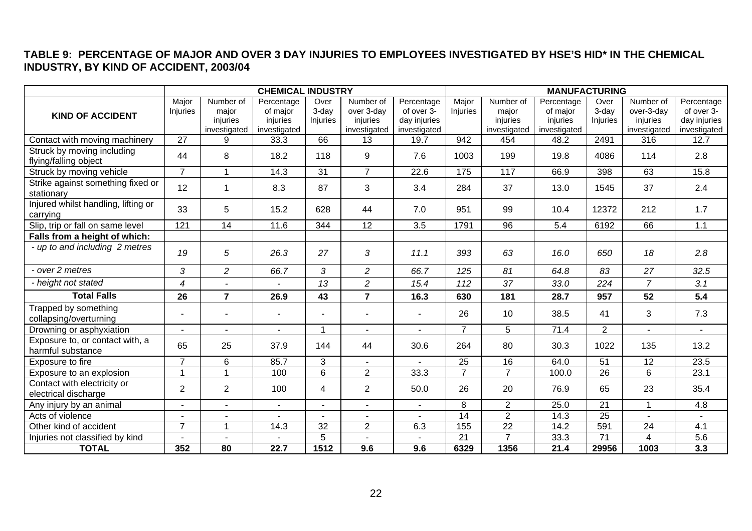**TABLE 9: PERCENTAGE OF MAJOR AND OVER 3 DAY INJURIES TO EMPLOYEES INVESTIGATED BY HSE'S HID* IN THE CHEMICAL INDUSTRY, BY KIND OF ACCIDENT, 2003/04**

| | CHEMICAL INDUSTRY | | | | | | MANUFACTURING | | | | | |
|---|---|---|---|---|---|---|---|---|---|---|---|---|
| **KIND OF ACCIDENT** | Major Injuries | Number of major injuries investigated | Percentage of major injuries investigated | Over 3-day Injuries | Number of over 3-day injuries investigated | Percentage of over 3-day injuries investigated | Major Injuries | Number of major injuries investigated | Percentage of major injuries investigated | Over 3-day Injuries | Number of over-3-day injuries investigated | Percentage of over 3-day injuries investigated |
| Contact with moving machinery | 27 | 9 | 33.3 | 66 | 13 | 19.7 | 942 | 454 | 48.2 | 2491 | 316 | 12.7 |
| Struck by moving including flying/falling object | 44 | 8 | 18.2 | 118 | 9 | 7.6 | 1003 | 199 | 19.8 | 4086 | 114 | 2.8 |
| Struck by moving vehicle | 7 | 1 | 14.3 | 31 | 7 | 22.6 | 175 | 117 | 66.9 | 398 | 63 | 15.8 |
| Strike against something fixed or stationary | 12 | 1 | 8.3 | 87 | 3 | 3.4 | 284 | 37 | 13.0 | 1545 | 37 | 2.4 |
| Injured whilst handling, lifting or carrying | 33 | 5 | 15.2 | 628 | 44 | 7.0 | 951 | 99 | 10.4 | 12372 | 212 | 1.7 |
| Slip, trip or fall on same level | 121 | 14 | 11.6 | 344 | 12 | 3.5 | 1791 | 96 | 5.4 | 6192 | 66 | 1.1 |
| **Falls from a height of which:** | | | | | | | | | | | | |
| *- up to and including 2 metres* | *19* | *5* | *26.3* | *27* | *3* | *11.1* | *393* | *63* | *16.0* | *650* | *18* | *2.8* |
| *- over 2 metres* | *3* | *2* | *66.7* | *3* | *2* | *66.7* | *125* | *81* | *64.8* | *83* | *27* | *32.5* |
| *- height not stated* | *4* | - | - | *13* | *2* | *15.4* | *112* | *37* | *33.0* | *224* | *7* | *3.1* |
| **Total Falls** | **26** | **7** | **26.9** | **43** | **7** | **16.3** | **630** | **181** | **28.7** | **957** | **52** | **5.4** |
| Trapped by something collapsing/overturning | - | - | - | - | - | - | 26 | 10 | 38.5 | 41 | 3 | 7.3 |
| Drowning or asphyxiation | - | - | - | 1 | - | - | 7 | 5 | 71.4 | 2 | - | - |
| Exposure to, or contact with, a harmful substance | 65 | 25 | 37.9 | 144 | 44 | 30.6 | 264 | 80 | 30.3 | 1022 | 135 | 13.2 |
| Exposure to fire | 7 | 6 | 85.7 | 3 | - | - | 25 | 16 | 64.0 | 51 | 12 | 23.5 |
| Exposure to an explosion | 1 | 1 | 100 | 6 | 2 | 33.3 | 7 | 7 | 100.0 | 26 | 6 | 23.1 |
| Contact with electricity or electrical discharge | 2 | 2 | 100 | 4 | 2 | 50.0 | 26 | 20 | 76.9 | 65 | 23 | 35.4 |
| Any injury by an animal | - | - | - | - | - | - | 8 | 2 | 25.0 | 21 | 1 | 4.8 |
| Acts of violence | - | - | - | - | - | - | 14 | 2 | 14.3 | 25 | - | - |
| Other kind of accident | 7 | 1 | 14.3 | 32 | 2 | 6.3 | 155 | 22 | 14.2 | 591 | 24 | 4.1 |
| Injuries not classified by kind | - | - | - | 5 | - | - | 21 | 7 | 33.3 | 71 | 4 | 5.6 |
| **TOTAL** | **352** | **80** | **22.7** | **1512** | **9.6** | **9.6** | **6329** | **1356** | **21.4** | **29956** | **1003** | **3.3** |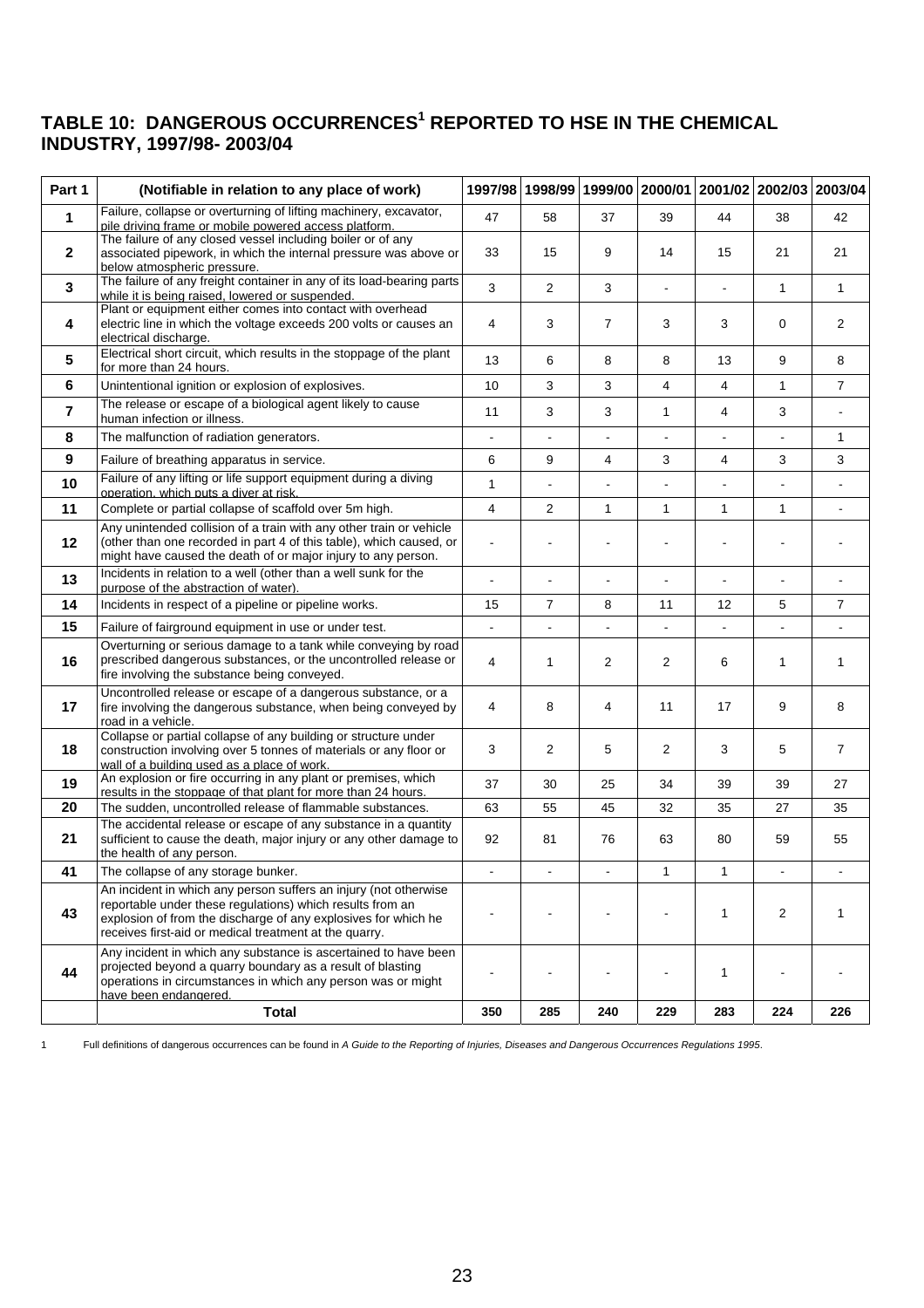## TABLE 10: DANGEROUS OCCURRENCES[1] REPORTED TO HSE IN THE CHEMICAL INDUSTRY, 1997/98- 2003/04

| Part 1 | (Notifiable in relation to any place of work) | 1997/98 | 1998/99 | 1999/00 | 2000/01 | 2001/02 | 2002/03 | 2003/04 |
|---|---|---|---|---|---|---|---|---|
| **1** | Failure, collapse or overturning of lifting machinery, excavator, pile driving frame or mobile powered access platform. | 47 | 58 | 37 | 39 | 44 | 38 | 42 |
| **2** | The failure of any closed vessel including boiler or of any associated pipework, in which the internal pressure was above or below atmospheric pressure. | 33 | 15 | 9 | 14 | 15 | 21 | 21 |
| **3** | The failure of any freight container in any of its load-bearing parts while it is being raised, lowered or suspended. | 3 | 2 | 3 | - | - | 1 | 1 |
| **4** | Plant or equipment either comes into contact with overhead electric line in which the voltage exceeds 200 volts or causes an electrical discharge. | 4 | 3 | 7 | 3 | 3 | 0 | 2 |
| **5** | Electrical short circuit, which results in the stoppage of the plant for more than 24 hours. | 13 | 6 | 8 | 8 | 13 | 9 | 8 |
| **6** | Unintentional ignition or explosion of explosives. | 10 | 3 | 3 | 4 | 4 | 1 | 7 |
| **7** | The release or escape of a biological agent likely to cause human infection or illness. | 11 | 3 | 3 | 1 | 4 | 3 | - |
| **8** | The malfunction of radiation generators. | - | - | - | - | - | - | 1 |
| **9** | Failure of breathing apparatus in service. | 6 | 9 | 4 | 3 | 4 | 3 | 3 |
| **10** | Failure of any lifting or life support equipment during a diving operation, which puts a diver at risk. | 1 | - | - | - | - | - | - |
| **11** | Complete or partial collapse of scaffold over 5m high. | 4 | 2 | 1 | 1 | 1 | 1 | - |
| **12** | Any unintended collision of a train with any other train or vehicle (other than one recorded in part 4 of this table), which caused, or might have caused the death of or major injury to any person. | - | - | - | - | - | - | - |
| **13** | Incidents in relation to a well (other than a well sunk for the purpose of the abstraction of water). | - | - | - | - | - | - | - |
| **14** | Incidents in respect of a pipeline or pipeline works. | 15 | 7 | 8 | 11 | 12 | 5 | 7 |
| **15** | Failure of fairground equipment in use or under test. | - | - | - | - | - | - | - |
| **16** | Overturning or serious damage to a tank while conveying by road prescribed dangerous substances, or the uncontrolled release or fire involving the substance being conveyed. | 4 | 1 | 2 | 2 | 6 | 1 | 1 |
| **17** | Uncontrolled release or escape of a dangerous substance, or a fire involving the dangerous substance, when being conveyed by road in a vehicle. | 4 | 8 | 4 | 11 | 17 | 9 | 8 |
| **18** | Collapse or partial collapse of any building or structure under construction involving over 5 tonnes of materials or any floor or wall of a building used as a place of work. | 3 | 2 | 5 | 2 | 3 | 5 | 7 |
| **19** | An explosion or fire occurring in any plant or premises, which results in the stoppage of that plant for more than 24 hours. | 37 | 30 | 25 | 34 | 39 | 39 | 27 |
| **20** | The sudden, uncontrolled release of flammable substances. | 63 | 55 | 45 | 32 | 35 | 27 | 35 |
| **21** | The accidental release or escape of any substance in a quantity sufficient to cause the death, major injury or any other damage to the health of any person. | 92 | 81 | 76 | 63 | 80 | 59 | 55 |
| **41** | The collapse of any storage bunker. | - | - | - | 1 | 1 | - | - |
| **43** | An incident in which any person suffers an injury (not otherwise reportable under these regulations) which results from an explosion of from the discharge of any explosives for which he receives first-aid or medical treatment at the quarry. | - | - | - | - | 1 | 2 | 1 |
| **44** | Any incident in which any substance is ascertained to have been projected beyond a quarry boundary as a result of blasting operations in circumstances in which any person was or might have been endangered. | - | - | - | - | 1 | - | - |
| | **Total** | **350** | **285** | **240** | **229** | **283** | **224** | **226** |

1 Full definitions of dangerous occurrences can be found in *A Guide to the Reporting of Injuries, Diseases and Dangerous Occurrences Regulations 1995*.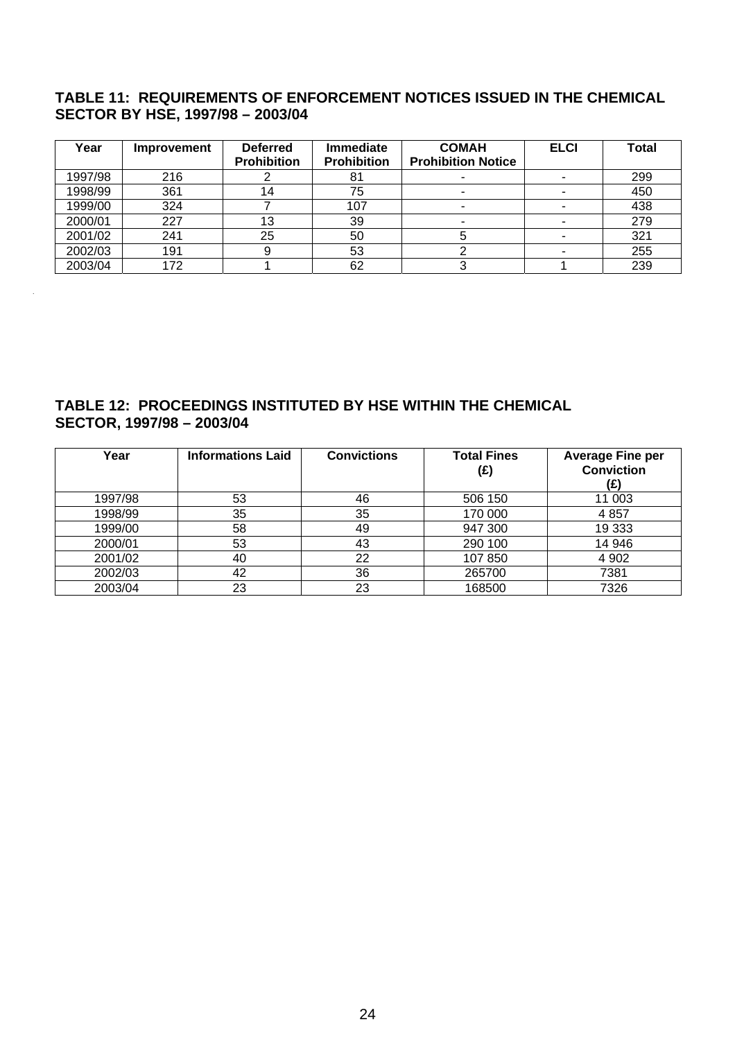### TABLE 11: REQUIREMENTS OF ENFORCEMENT NOTICES ISSUED IN THE CHEMICAL SECTOR BY HSE, 1997/98 – 2003/04

| Year | Improvement | Deferred Prohibition | Immediate Prohibition | COMAH Prohibition Notice | ELCI | Total |
|---|---|---|---|---|---|---|
| 1997/98 | 216 | 2 | 81 | - | - | 299 |
| 1998/99 | 361 | 14 | 75 | - | - | 450 |
| 1999/00 | 324 | 7 | 107 | - | - | 438 |
| 2000/01 | 227 | 13 | 39 | - | - | 279 |
| 2001/02 | 241 | 25 | 50 | 5 | - | 321 |
| 2002/03 | 191 | 9 | 53 | 2 | - | 255 |
| 2003/04 | 172 | 1 | 62 | 3 | 1 | 239 |

### TABLE 12: PROCEEDINGS INSTITUTED BY HSE WITHIN THE CHEMICAL SECTOR, 1997/98 – 2003/04

| Year | Informations Laid | Convictions | Total Fines (£) | Average Fine per Conviction (£) |
|---|---|---|---|---|
| 1997/98 | 53 | 46 | 506 150 | 11 003 |
| 1998/99 | 35 | 35 | 170 000 | 4 857 |
| 1999/00 | 58 | 49 | 947 300 | 19 333 |
| 2000/01 | 53 | 43 | 290 100 | 14 946 |
| 2001/02 | 40 | 22 | 107 850 | 4 902 |
| 2002/03 | 42 | 36 | 265700 | 7381 |
| 2003/04 | 23 | 23 | 168500 | 7326 |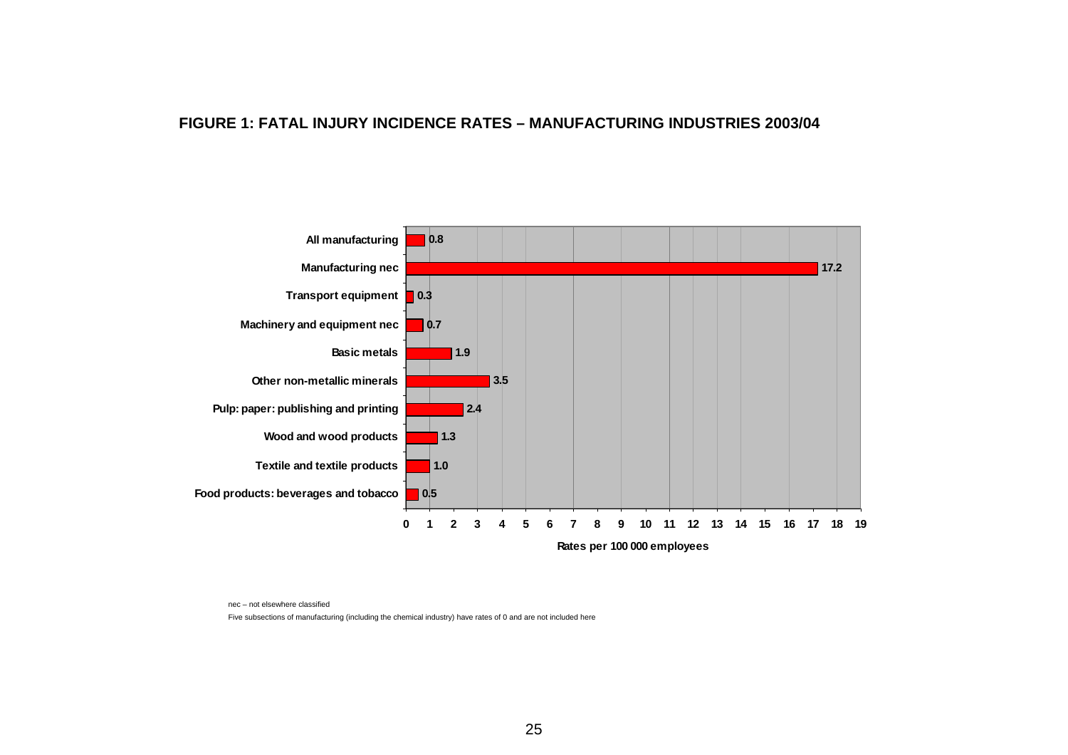**FIGURE 1: FATAL INJURY INCIDENCE RATES – MANUFACTURING INDUSTRIES 2003/04**

| Industry | Rates per 100 000 employees |
| --- | --- |
| All manufacturing | 0.8 |
| Manufacturing nec | 17.2 |
| Transport equipment | 0.3 |
| Machinery and equipment nec | 0.7 |
| Basic metals | 1.9 |
| Other non-metallic minerals | 3.5 |
| Pulp: paper: publishing and printing | 2.4 |
| Wood and wood products | 1.3 |
| Textile and textile products | 1.0 |
| Food products: beverages and tobacco | 0.5 |

nec – not elsewhere classified

Five subsections of manufacturing (including the chemical industry) have rates of 0 and are not included here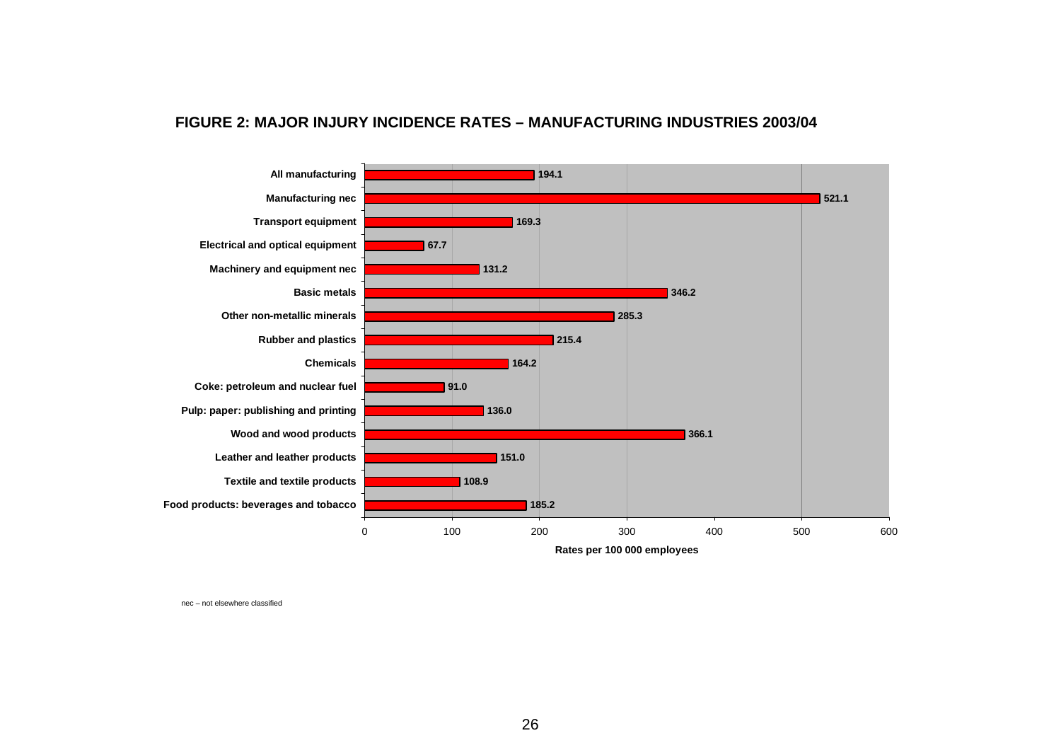**FIGURE 2: MAJOR INJURY INCIDENCE RATES – MANUFACTURING INDUSTRIES 2003/04**

| Industry | Rates per 100 000 employees |
|---|---|
| All manufacturing | 194.1 |
| Manufacturing nec | 521.1 |
| Transport equipment | 169.3 |
| Electrical and optical equipment | 67.7 |
| Machinery and equipment nec | 131.2 |
| Basic metals | 346.2 |
| Other non-metallic minerals | 285.3 |
| Rubber and plastics | 215.4 |
| Chemicals | 164.2 |
| Coke: petroleum and nuclear fuel | 91.0 |
| Pulp: paper: publishing and printing | 136.0 |
| Wood and wood products | 366.1 |
| Leather and leather products | 151.0 |
| Textile and textile products | 108.9 |
| Food products: beverages and tobacco | 185.2 |

nec – not elsewhere classified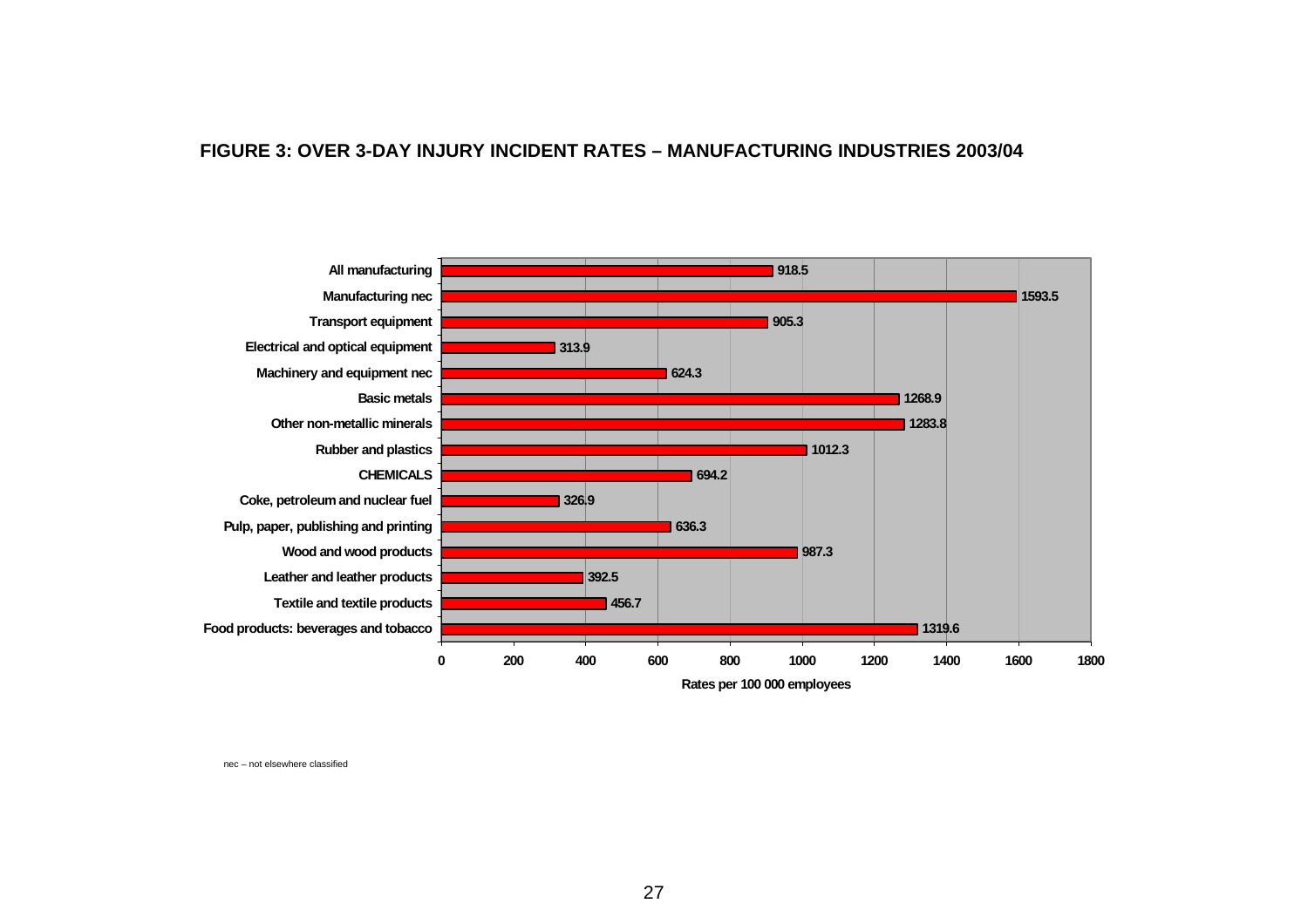**FIGURE 3: OVER 3-DAY INJURY INCIDENT RATES – MANUFACTURING INDUSTRIES 2003/04**

| Industry | Rates per 100 000 employees |
|---|---|
| All manufacturing | 918.5 |
| Manufacturing nec | 1593.5 |
| Transport equipment | 905.3 |
| Electrical and optical equipment | 313.9 |
| Machinery and equipment nec | 624.3 |
| Basic metals | 1268.9 |
| Other non-metallic minerals | 1283.8 |
| Rubber and plastics | 1012.3 |
| CHEMICALS | 694.2 |
| Coke, petroleum and nuclear fuel | 326.9 |
| Pulp, paper, publishing and printing | 636.3 |
| Wood and wood products | 987.3 |
| Leather and leather products | 392.5 |
| Textile and textile products | 456.7 |
| Food products: beverages and tobacco | 1319.6 |

nec – not elsewhere classified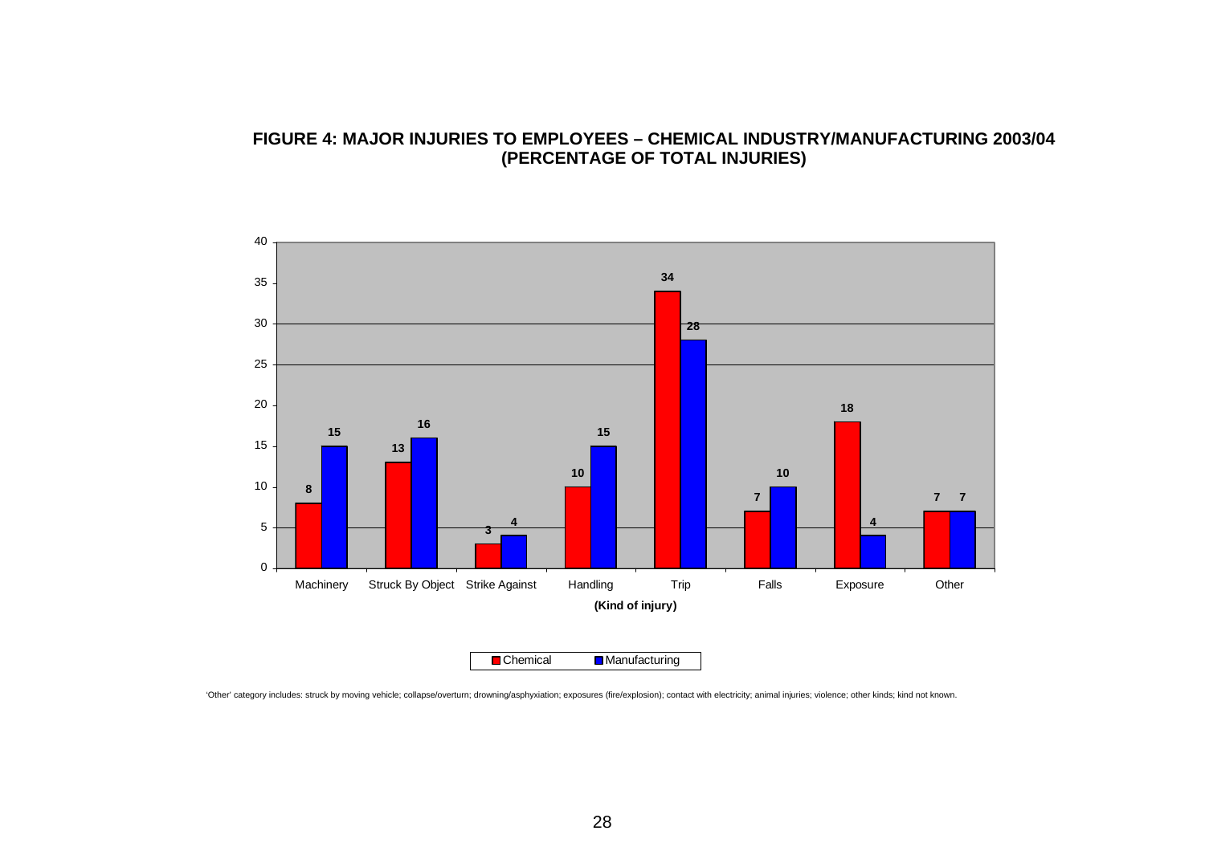**FIGURE 4: MAJOR INJURIES TO EMPLOYEES – CHEMICAL INDUSTRY/MANUFACTURING 2003/04 (PERCENTAGE OF TOTAL INJURIES)**

| Kind of injury | Chemical | Manufacturing |
|---|---|---|
| Machinery | 8 | 15 |
| Struck By Object | 13 | 16 |
| Strike Against | 3 | 4 |
| Handling | 10 | 15 |
| Trip | 34 | 28 |
| Falls | 7 | 10 |
| Exposure | 18 | 4 |
| Other | 7 | 7 |

'Other' category includes: struck by moving vehicle; collapse/overturn; drowning/asphyxiation; exposures (fire/explosion); contact with electricity; animal injuries; violence; other kinds; kind not known.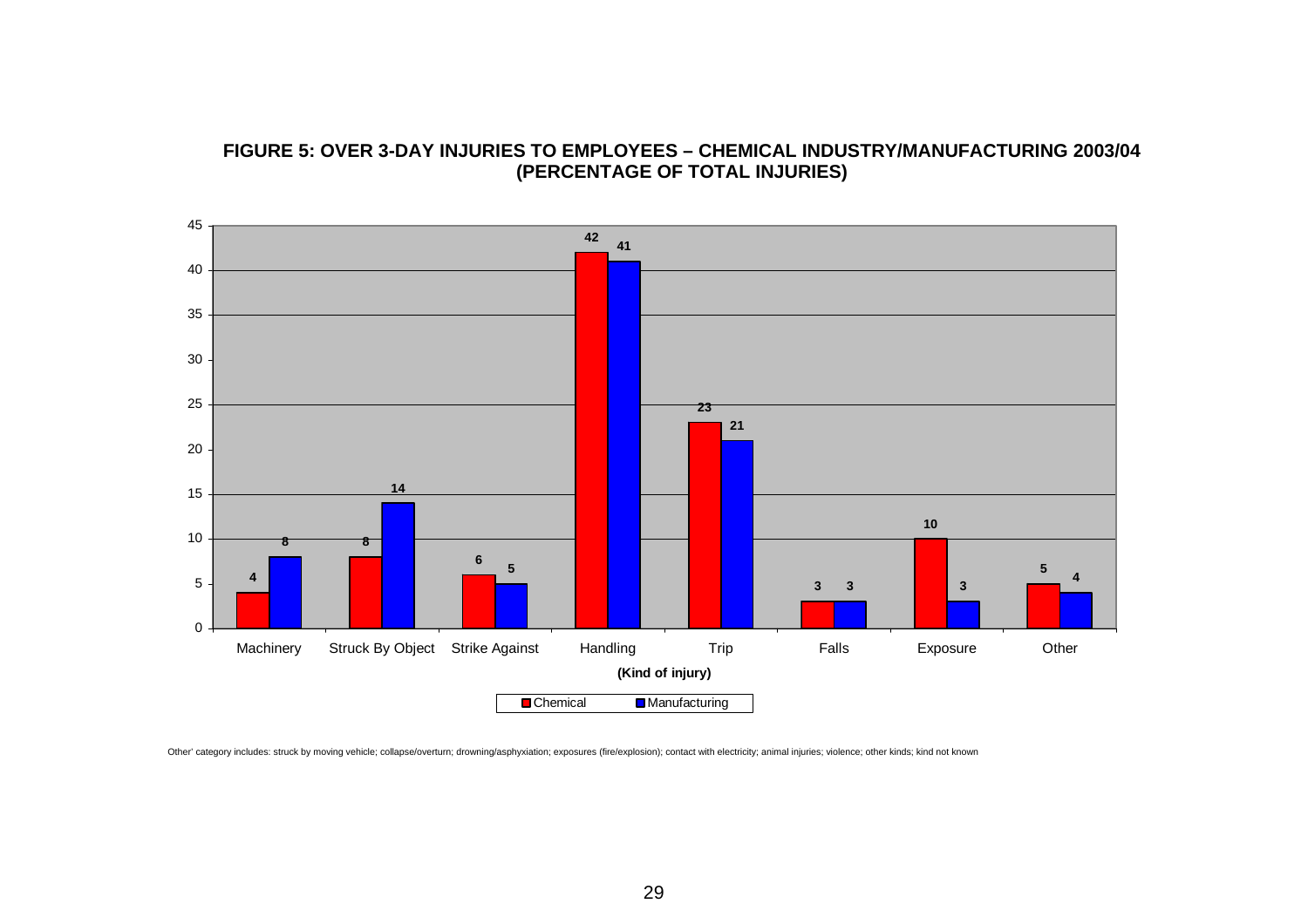**FIGURE 5: OVER 3-DAY INJURIES TO EMPLOYEES – CHEMICAL INDUSTRY/MANUFACTURING 2003/04 (PERCENTAGE OF TOTAL INJURIES)**

| (Kind of injury) | Chemical | Manufacturing |
|---|---|---|
| Machinery | 4 | 8 |
| Struck By Object | 8 | 14 |
| Strike Against | 6 | 5 |
| Handling | 42 | 41 |
| Trip | 23 | 21 |
| Falls | 3 | 3 |
| Exposure | 10 | 3 |
| Other | 5 | 4 |

Other' category includes: struck by moving vehicle; collapse/overturn; drowning/asphyxiation; exposures (fire/explosion); contact with electricity; animal injuries; violence; other kinds; kind not known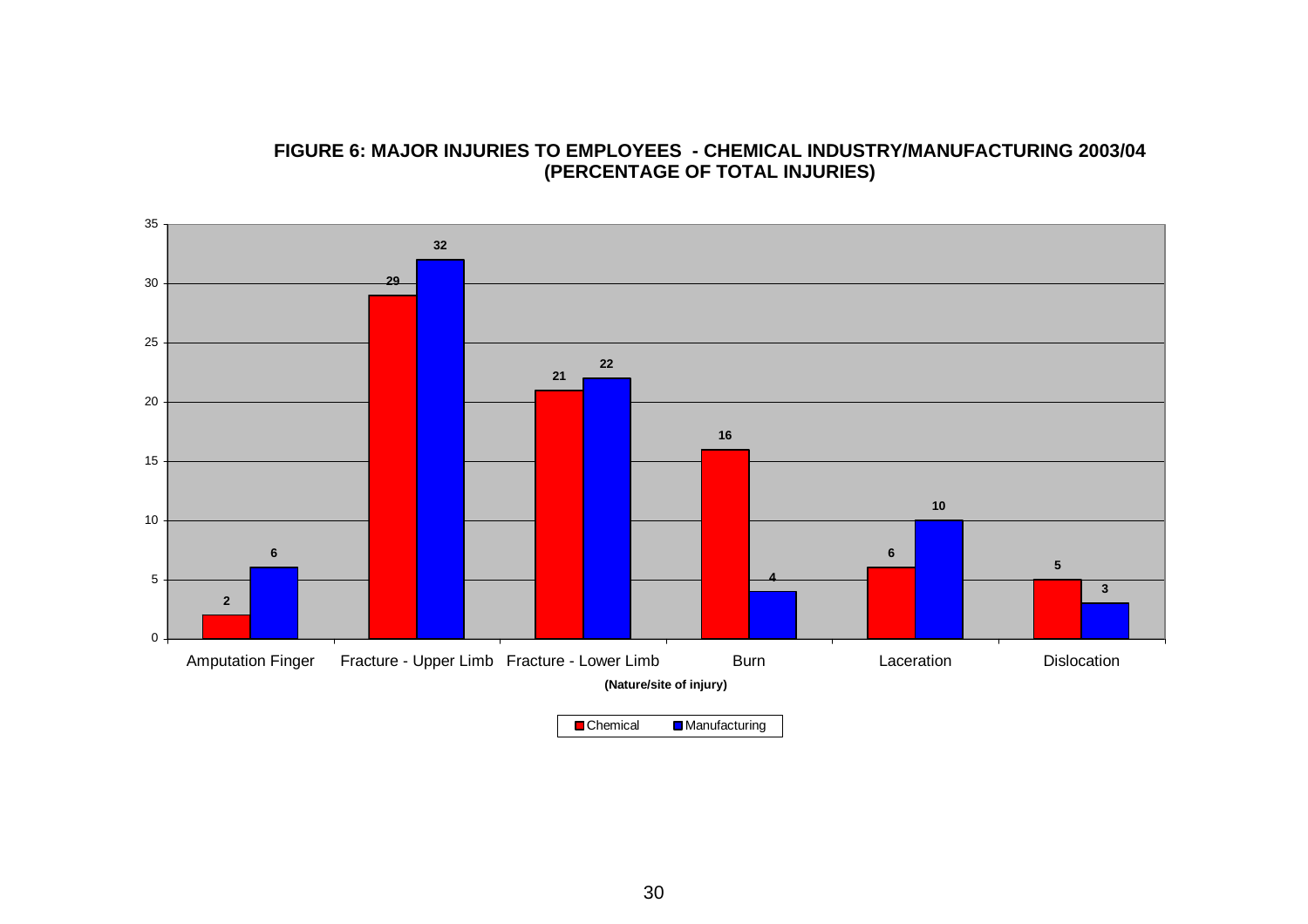**FIGURE 6: MAJOR INJURIES TO EMPLOYEES - CHEMICAL INDUSTRY/MANUFACTURING 2003/04 (PERCENTAGE OF TOTAL INJURIES)**

| (Nature/site of injury) | Chemical | Manufacturing |
|---|---|---|
| Amputation Finger | 2 | 6 |
| Fracture - Upper Limb | 29 | 32 |
| Fracture - Lower Limb | 21 | 22 |
| Burn | 16 | 4 |
| Laceration | 6 | 10 |
| Dislocation | 5 | 3 |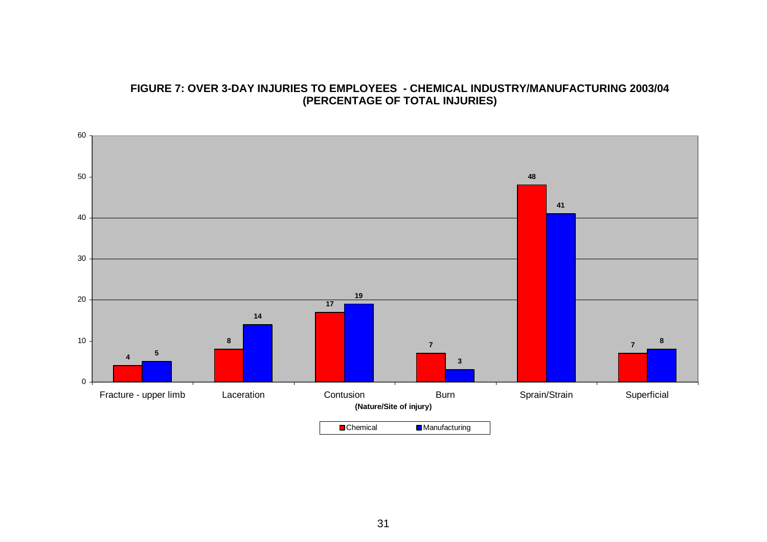**FIGURE 7: OVER 3-DAY INJURIES TO EMPLOYEES - CHEMICAL INDUSTRY/MANUFACTURING 2003/04 (PERCENTAGE OF TOTAL INJURIES)**

| (Nature/Site of injury) | Chemical | Manufacturing |
|---|---|---|
| Fracture - upper limb | 4 | 5 |
| Laceration | 8 | 14 |
| Contusion | 17 | 19 |
| Burn | 7 | 3 |
| Sprain/Strain | 48 | 41 |
| Superficial | 7 | 8 |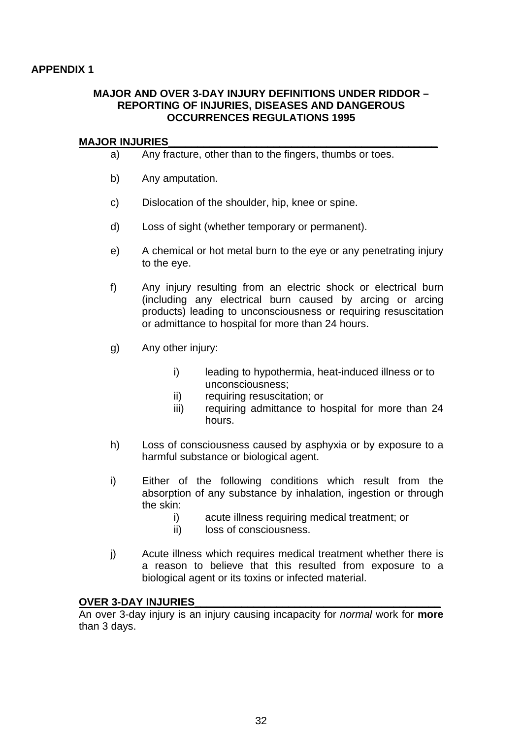**APPENDIX 1**

### MAJOR AND OVER 3-DAY INJURY DEFINITIONS UNDER RIDDOR – REPORTING OF INJURIES, DISEASES AND DANGEROUS OCCURRENCES REGULATIONS 1995

**MAJOR INJURIES**

a) Any fracture, other than to the fingers, thumbs or toes.

b) Any amputation.

c) Dislocation of the shoulder, hip, knee or spine.

d) Loss of sight (whether temporary or permanent).

e) A chemical or hot metal burn to the eye or any penetrating injury to the eye.

f) Any injury resulting from an electric shock or electrical burn (including any electrical burn caused by arcing or arcing products) leading to unconsciousness or requiring resuscitation or admittance to hospital for more than 24 hours.

g) Any other injury:

   i) leading to hypothermia, heat-induced illness or to unconsciousness;
   ii) requiring resuscitation; or
   iii) requiring admittance to hospital for more than 24 hours.

h) Loss of consciousness caused by asphyxia or by exposure to a harmful substance or biological agent.

i) Either of the following conditions which result from the absorption of any substance by inhalation, ingestion or through the skin:
   i) acute illness requiring medical treatment; or
   ii) loss of consciousness.

j) Acute illness which requires medical treatment whether there is a reason to believe that this resulted from exposure to a biological agent or its toxins or infected material.

**OVER 3-DAY INJURIES**

An over 3-day injury is an injury causing incapacity for *normal* work for **more** than 3 days.